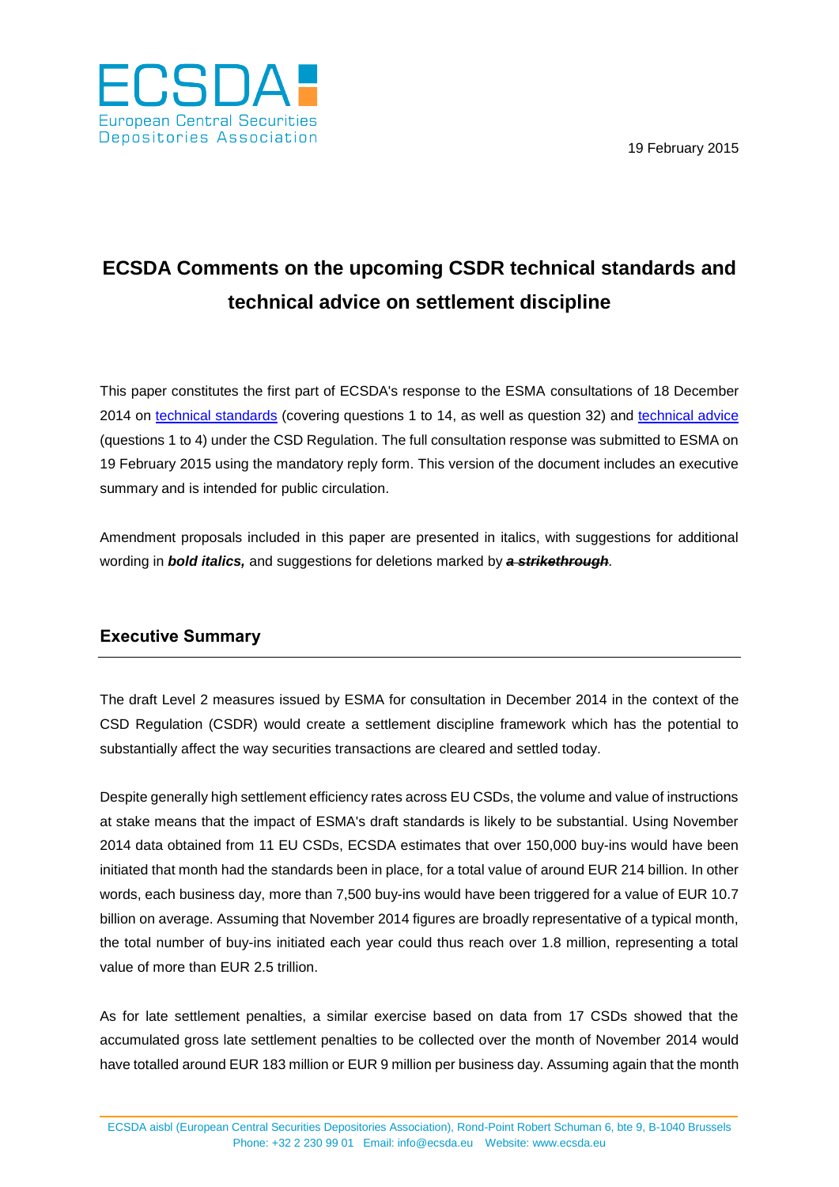ECSDA
European Central Securities Depositories Association

19 February 2015

# ECSDA Comments on the upcoming CSDR technical standards and technical advice on settlement discipline

This paper constitutes the first part of ECSDA's response to the ESMA consultations of 18 December 2014 on technical standards (covering questions 1 to 14, as well as question 32) and technical advice (questions 1 to 4) under the CSD Regulation. The full consultation response was submitted to ESMA on 19 February 2015 using the mandatory reply form. This version of the document includes an executive summary and is intended for public circulation.

Amendment proposals included in this paper are presented in italics, with suggestions for additional wording in ***bold italics,*** and suggestions for deletions marked by ~~***a strikethrough***~~.

## Executive Summary

The draft Level 2 measures issued by ESMA for consultation in December 2014 in the context of the CSD Regulation (CSDR) would create a settlement discipline framework which has the potential to substantially affect the way securities transactions are cleared and settled today.

Despite generally high settlement efficiency rates across EU CSDs, the volume and value of instructions at stake means that the impact of ESMA's draft standards is likely to be substantial. Using November 2014 data obtained from 11 EU CSDs, ECSDA estimates that over 150,000 buy-ins would have been initiated that month had the standards been in place, for a total value of around EUR 214 billion. In other words, each business day, more than 7,500 buy-ins would have been triggered for a value of EUR 10.7 billion on average. Assuming that November 2014 figures are broadly representative of a typical month, the total number of buy-ins initiated each year could thus reach over 1.8 million, representing a total value of more than EUR 2.5 trillion.

As for late settlement penalties, a similar exercise based on data from 17 CSDs showed that the accumulated gross late settlement penalties to be collected over the month of November 2014 would have totalled around EUR 183 million or EUR 9 million per business day. Assuming again that the month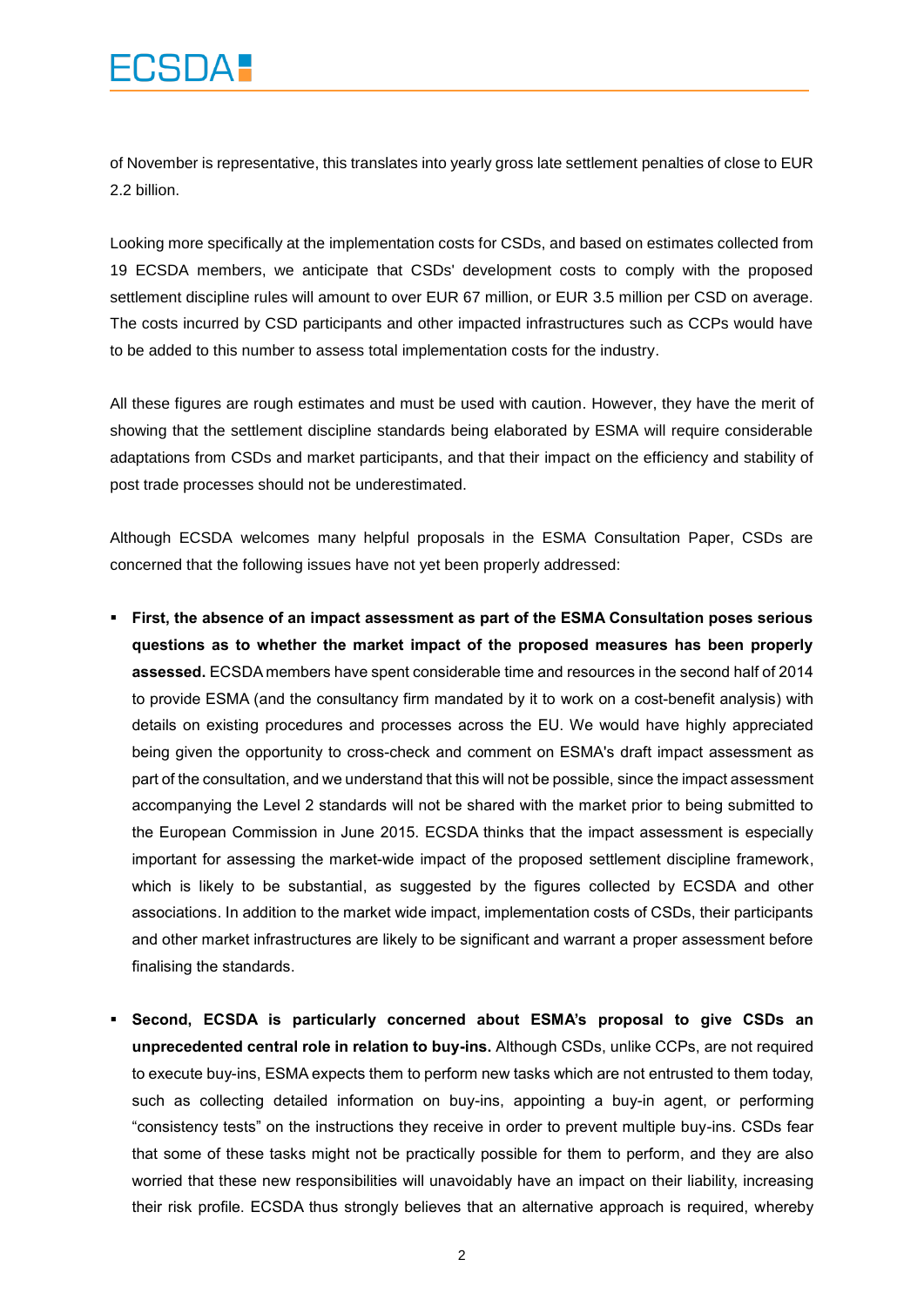of November is representative, this translates into yearly gross late settlement penalties of close to EUR 2.2 billion.

Looking more specifically at the implementation costs for CSDs, and based on estimates collected from 19 ECSDA members, we anticipate that CSDs' development costs to comply with the proposed settlement discipline rules will amount to over EUR 67 million, or EUR 3.5 million per CSD on average. The costs incurred by CSD participants and other impacted infrastructures such as CCPs would have to be added to this number to assess total implementation costs for the industry.

All these figures are rough estimates and must be used with caution. However, they have the merit of showing that the settlement discipline standards being elaborated by ESMA will require considerable adaptations from CSDs and market participants, and that their impact on the efficiency and stability of post trade processes should not be underestimated.

Although ECSDA welcomes many helpful proposals in the ESMA Consultation Paper, CSDs are concerned that the following issues have not yet been properly addressed:

- **First, the absence of an impact assessment as part of the ESMA Consultation poses serious questions as to whether the market impact of the proposed measures has been properly assessed.** ECSDA members have spent considerable time and resources in the second half of 2014 to provide ESMA (and the consultancy firm mandated by it to work on a cost-benefit analysis) with details on existing procedures and processes across the EU. We would have highly appreciated being given the opportunity to cross-check and comment on ESMA's draft impact assessment as part of the consultation, and we understand that this will not be possible, since the impact assessment accompanying the Level 2 standards will not be shared with the market prior to being submitted to the European Commission in June 2015. ECSDA thinks that the impact assessment is especially important for assessing the market-wide impact of the proposed settlement discipline framework, which is likely to be substantial, as suggested by the figures collected by ECSDA and other associations. In addition to the market wide impact, implementation costs of CSDs, their participants and other market infrastructures are likely to be significant and warrant a proper assessment before finalising the standards.

- **Second, ECSDA is particularly concerned about ESMA's proposal to give CSDs an unprecedented central role in relation to buy-ins.** Although CSDs, unlike CCPs, are not required to execute buy-ins, ESMA expects them to perform new tasks which are not entrusted to them today, such as collecting detailed information on buy-ins, appointing a buy-in agent, or performing "consistency tests" on the instructions they receive in order to prevent multiple buy-ins. CSDs fear that some of these tasks might not be practically possible for them to perform, and they are also worried that these new responsibilities will unavoidably have an impact on their liability, increasing their risk profile. ECSDA thus strongly believes that an alternative approach is required, whereby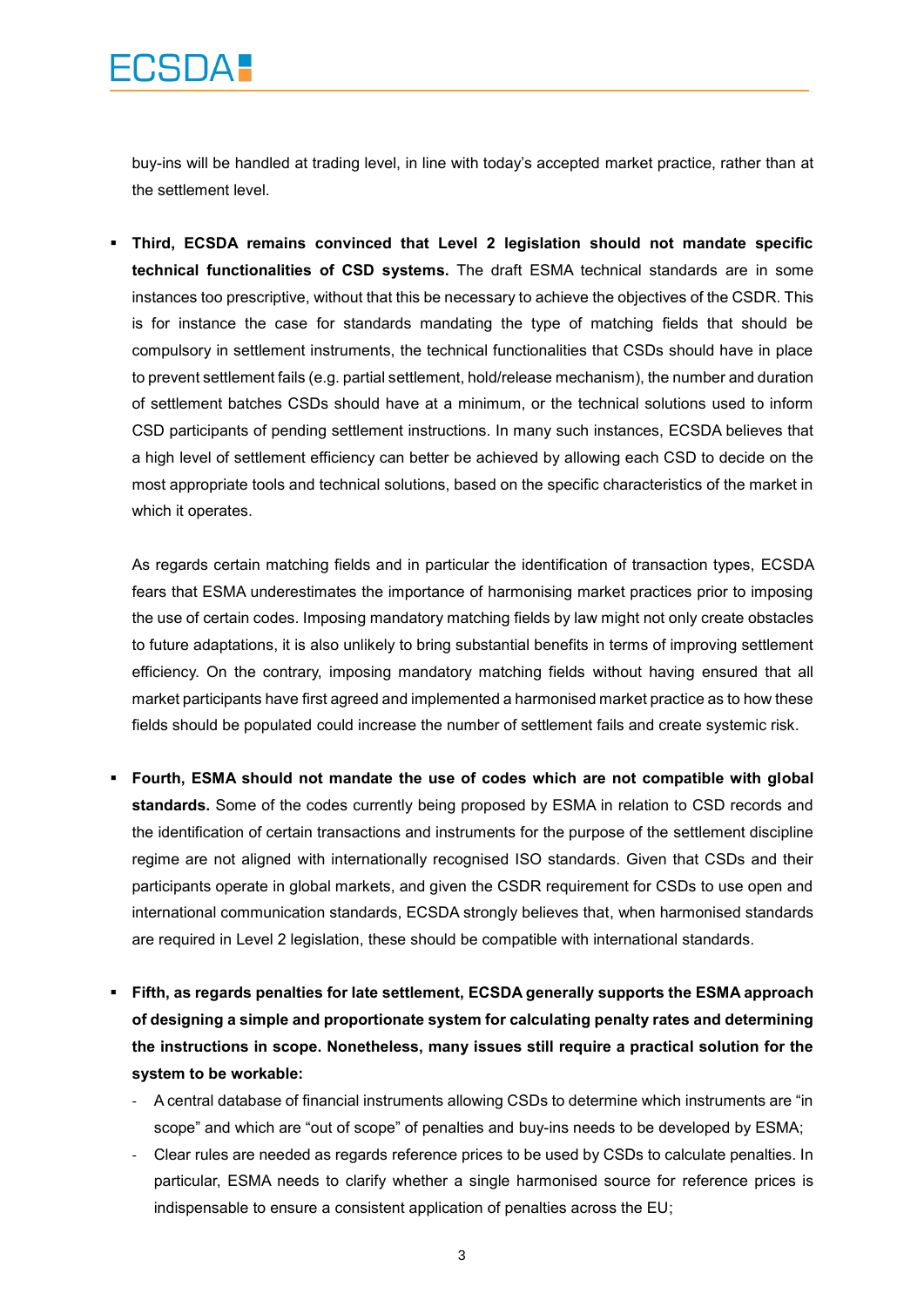buy-ins will be handled at trading level, in line with today's accepted market practice, rather than at the settlement level.

- **Third, ECSDA remains convinced that Level 2 legislation should not mandate specific technical functionalities of CSD systems.** The draft ESMA technical standards are in some instances too prescriptive, without that this be necessary to achieve the objectives of the CSDR. This is for instance the case for standards mandating the type of matching fields that should be compulsory in settlement instruments, the technical functionalities that CSDs should have in place to prevent settlement fails (e.g. partial settlement, hold/release mechanism), the number and duration of settlement batches CSDs should have at a minimum, or the technical solutions used to inform CSD participants of pending settlement instructions. In many such instances, ECSDA believes that a high level of settlement efficiency can better be achieved by allowing each CSD to decide on the most appropriate tools and technical solutions, based on the specific characteristics of the market in which it operates.

  As regards certain matching fields and in particular the identification of transaction types, ECSDA fears that ESMA underestimates the importance of harmonising market practices prior to imposing the use of certain codes. Imposing mandatory matching fields by law might not only create obstacles to future adaptations, it is also unlikely to bring substantial benefits in terms of improving settlement efficiency. On the contrary, imposing mandatory matching fields without having ensured that all market participants have first agreed and implemented a harmonised market practice as to how these fields should be populated could increase the number of settlement fails and create systemic risk.

- **Fourth, ESMA should not mandate the use of codes which are not compatible with global standards.** Some of the codes currently being proposed by ESMA in relation to CSD records and the identification of certain transactions and instruments for the purpose of the settlement discipline regime are not aligned with internationally recognised ISO standards. Given that CSDs and their participants operate in global markets, and given the CSDR requirement for CSDs to use open and international communication standards, ECSDA strongly believes that, when harmonised standards are required in Level 2 legislation, these should be compatible with international standards.

- **Fifth, as regards penalties for late settlement, ECSDA generally supports the ESMA approach of designing a simple and proportionate system for calculating penalty rates and determining the instructions in scope. Nonetheless, many issues still require a practical solution for the system to be workable:**
  - A central database of financial instruments allowing CSDs to determine which instruments are "in scope" and which are "out of scope" of penalties and buy-ins needs to be developed by ESMA;
  - Clear rules are needed as regards reference prices to be used by CSDs to calculate penalties. In particular, ESMA needs to clarify whether a single harmonised source for reference prices is indispensable to ensure a consistent application of penalties across the EU;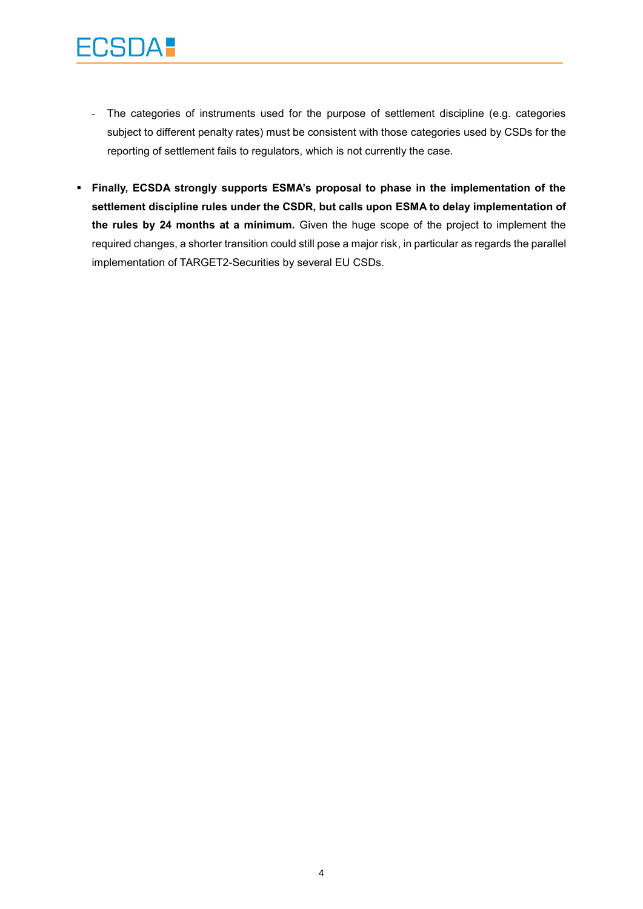- The categories of instruments used for the purpose of settlement discipline (e.g. categories subject to different penalty rates) must be consistent with those categories used by CSDs for the reporting of settlement fails to regulators, which is not currently the case.

- **Finally, ECSDA strongly supports ESMA's proposal to phase in the implementation of the settlement discipline rules under the CSDR, but calls upon ESMA to delay implementation of the rules by 24 months at a minimum.** Given the huge scope of the project to implement the required changes, a shorter transition could still pose a major risk, in particular as regards the parallel implementation of TARGET2-Securities by several EU CSDs.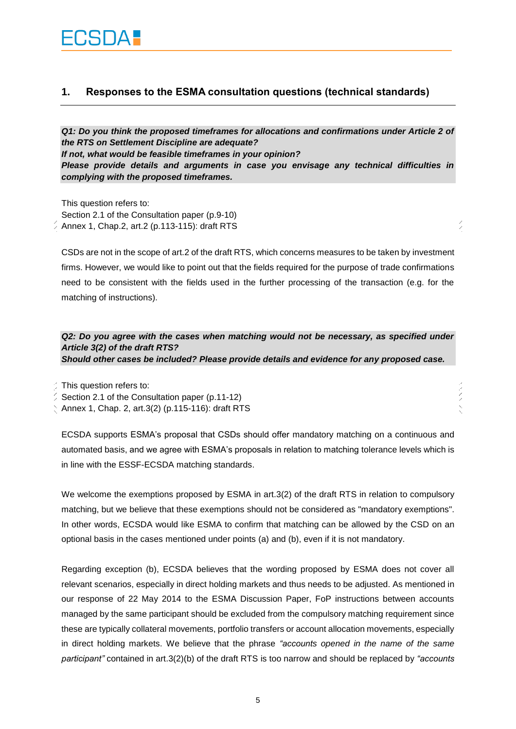## 1. Responses to the ESMA consultation questions (technical standards)

***Q1: Do you think the proposed timeframes for allocations and confirmations under Article 2 of the RTS on Settlement Discipline are adequate?***
***If not, what would be feasible timeframes in your opinion?***
***Please provide details and arguments in case you envisage any technical difficulties in complying with the proposed timeframes.***

This question refers to:
Section 2.1 of the Consultation paper (p.9-10)
Annex 1, Chap.2, art.2 (p.113-115): draft RTS

CSDs are not in the scope of art.2 of the draft RTS, which concerns measures to be taken by investment firms. However, we would like to point out that the fields required for the purpose of trade confirmations need to be consistent with the fields used in the further processing of the transaction (e.g. for the matching of instructions).

***Q2: Do you agree with the cases when matching would not be necessary, as specified under Article 3(2) of the draft RTS?***
***Should other cases be included? Please provide details and evidence for any proposed case.***

This question refers to:
Section 2.1 of the Consultation paper (p.11-12)
Annex 1, Chap. 2, art.3(2) (p.115-116): draft RTS

ECSDA supports ESMA's proposal that CSDs should offer mandatory matching on a continuous and automated basis, and we agree with ESMA's proposals in relation to matching tolerance levels which is in line with the ESSF-ECSDA matching standards.

We welcome the exemptions proposed by ESMA in art.3(2) of the draft RTS in relation to compulsory matching, but we believe that these exemptions should not be considered as "mandatory exemptions". In other words, ECSDA would like ESMA to confirm that matching can be allowed by the CSD on an optional basis in the cases mentioned under points (a) and (b), even if it is not mandatory.

Regarding exception (b), ECSDA believes that the wording proposed by ESMA does not cover all relevant scenarios, especially in direct holding markets and thus needs to be adjusted. As mentioned in our response of 22 May 2014 to the ESMA Discussion Paper, FoP instructions between accounts managed by the same participant should be excluded from the compulsory matching requirement since these are typically collateral movements, portfolio transfers or account allocation movements, especially in direct holding markets. We believe that the phrase *"accounts opened in the name of the same participant"* contained in art.3(2)(b) of the draft RTS is too narrow and should be replaced by *"accounts*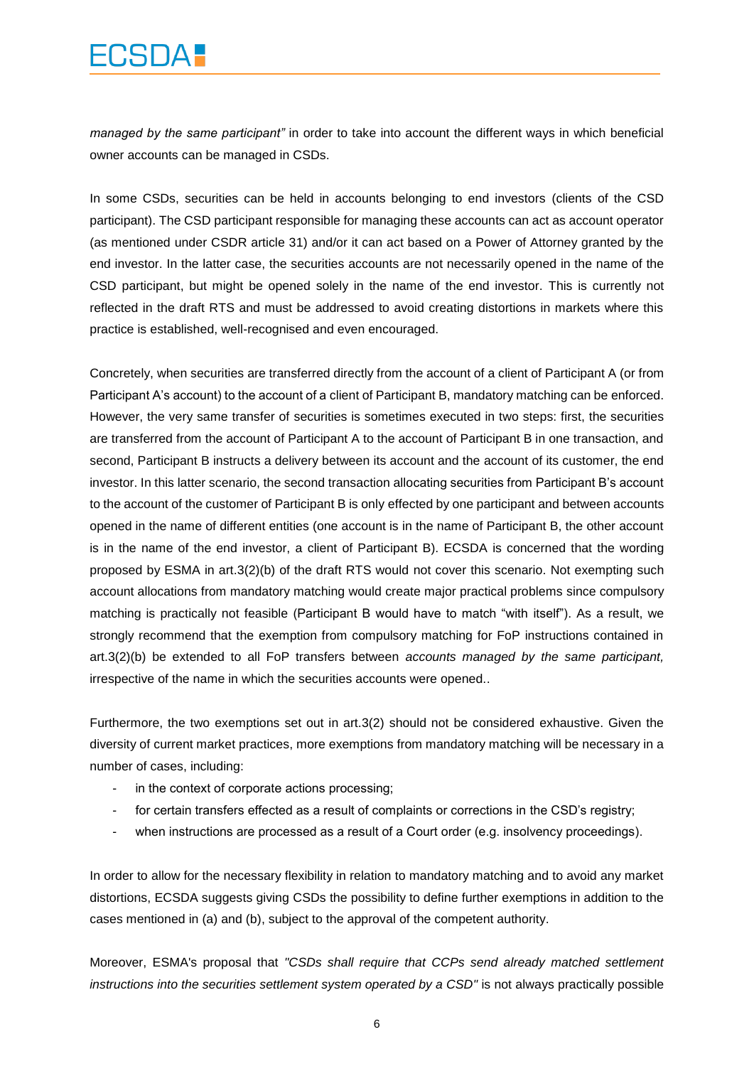*managed by the same participant"* in order to take into account the different ways in which beneficial owner accounts can be managed in CSDs.

In some CSDs, securities can be held in accounts belonging to end investors (clients of the CSD participant). The CSD participant responsible for managing these accounts can act as account operator (as mentioned under CSDR article 31) and/or it can act based on a Power of Attorney granted by the end investor. In the latter case, the securities accounts are not necessarily opened in the name of the CSD participant, but might be opened solely in the name of the end investor. This is currently not reflected in the draft RTS and must be addressed to avoid creating distortions in markets where this practice is established, well-recognised and even encouraged.

Concretely, when securities are transferred directly from the account of a client of Participant A (or from Participant A's account) to the account of a client of Participant B, mandatory matching can be enforced. However, the very same transfer of securities is sometimes executed in two steps: first, the securities are transferred from the account of Participant A to the account of Participant B in one transaction, and second, Participant B instructs a delivery between its account and the account of its customer, the end investor. In this latter scenario, the second transaction allocating securities from Participant B's account to the account of the customer of Participant B is only effected by one participant and between accounts opened in the name of different entities (one account is in the name of Participant B, the other account is in the name of the end investor, a client of Participant B). ECSDA is concerned that the wording proposed by ESMA in art.3(2)(b) of the draft RTS would not cover this scenario. Not exempting such account allocations from mandatory matching would create major practical problems since compulsory matching is practically not feasible (Participant B would have to match "with itself"). As a result, we strongly recommend that the exemption from compulsory matching for FoP instructions contained in art.3(2)(b) be extended to all FoP transfers between *accounts managed by the same participant,* irrespective of the name in which the securities accounts were opened..

Furthermore, the two exemptions set out in art.3(2) should not be considered exhaustive. Given the diversity of current market practices, more exemptions from mandatory matching will be necessary in a number of cases, including:

- in the context of corporate actions processing;
- for certain transfers effected as a result of complaints or corrections in the CSD's registry;
- when instructions are processed as a result of a Court order (e.g. insolvency proceedings).

In order to allow for the necessary flexibility in relation to mandatory matching and to avoid any market distortions, ECSDA suggests giving CSDs the possibility to define further exemptions in addition to the cases mentioned in (a) and (b), subject to the approval of the competent authority.

Moreover, ESMA's proposal that *"CSDs shall require that CCPs send already matched settlement instructions into the securities settlement system operated by a CSD"* is not always practically possible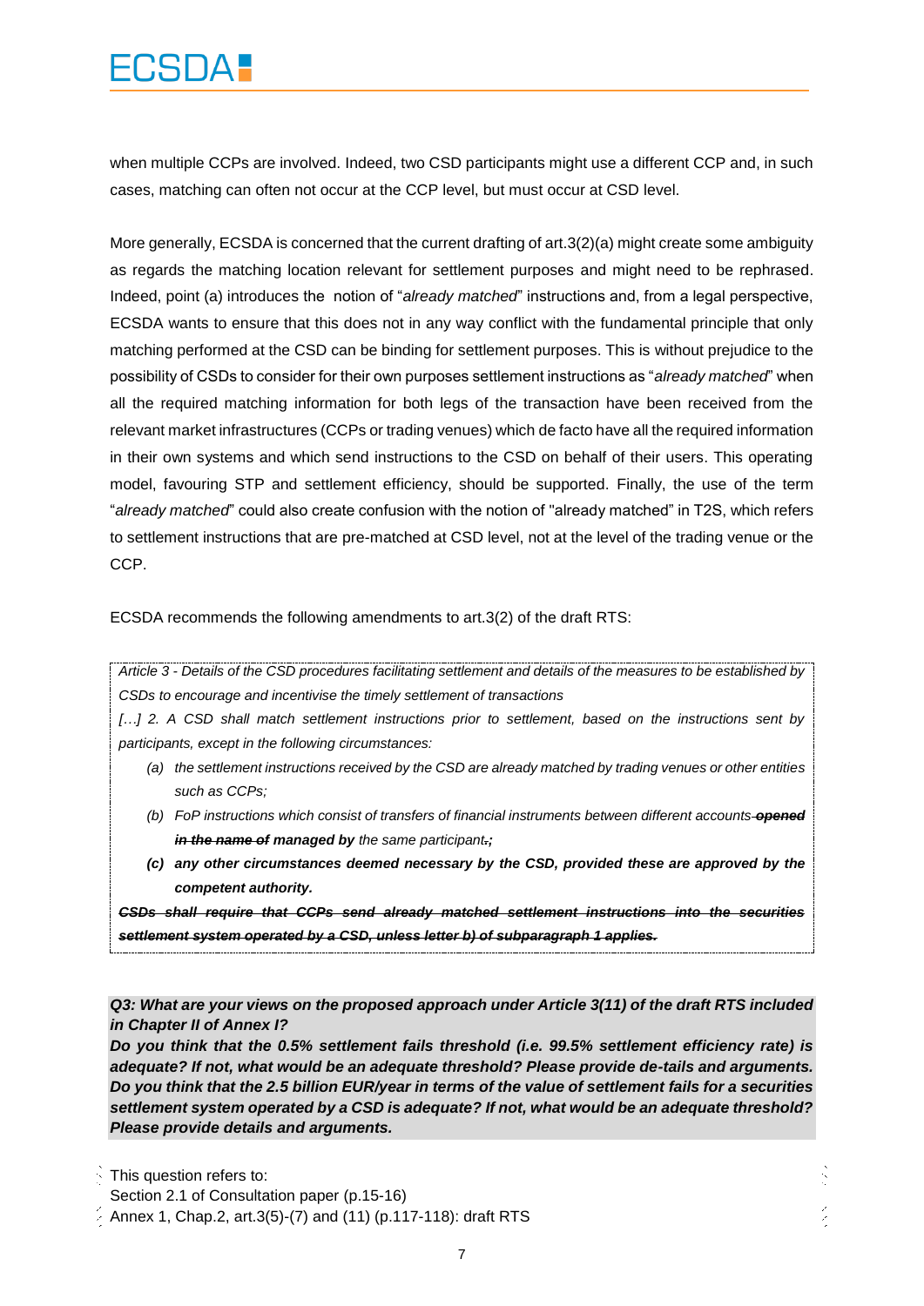when multiple CCPs are involved. Indeed, two CSD participants might use a different CCP and, in such cases, matching can often not occur at the CCP level, but must occur at CSD level.

More generally, ECSDA is concerned that the current drafting of art.3(2)(a) might create some ambiguity as regards the matching location relevant for settlement purposes and might need to be rephrased. Indeed, point (a) introduces the notion of "*already matched*" instructions and, from a legal perspective, ECSDA wants to ensure that this does not in any way conflict with the fundamental principle that only matching performed at the CSD can be binding for settlement purposes. This is without prejudice to the possibility of CSDs to consider for their own purposes settlement instructions as "*already matched*" when all the required matching information for both legs of the transaction have been received from the relevant market infrastructures (CCPs or trading venues) which de facto have all the required information in their own systems and which send instructions to the CSD on behalf of their users. This operating model, favouring STP and settlement efficiency, should be supported. Finally, the use of the term "*already matched*" could also create confusion with the notion of "already matched" in T2S, which refers to settlement instructions that are pre-matched at CSD level, not at the level of the trading venue or the CCP.

ECSDA recommends the following amendments to art.3(2) of the draft RTS:

> *Article 3 - Details of the CSD procedures facilitating settlement and details of the measures to be established by CSDs to encourage and incentivise the timely settlement of transactions*
>
> *[…] 2. A CSD shall match settlement instructions prior to settlement, based on the instructions sent by participants, except in the following circumstances:*
>
> - *(a) the settlement instructions received by the CSD are already matched by trading venues or other entities such as CCPs;*
> - *(b) FoP instructions which consist of transfers of financial instruments between different accounts* ***~~opened in the name of~~ managed by*** *the same participant* ***~~.~~;***
> - ***(c) any other circumstances deemed necessary by the CSD, provided these are approved by the competent authority.***
>
> ***~~CSDs shall require that CCPs send already matched settlement instructions into the securities settlement system operated by a CSD, unless letter b) of subparagraph 1 applies.~~***

***Q3: What are your views on the proposed approach under Article 3(11) of the draft RTS included in Chapter II of Annex I?***

***Do you think that the 0.5% settlement fails threshold (i.e. 99.5% settlement efficiency rate) is adequate? If not, what would be an adequate threshold? Please provide de-tails and arguments. Do you think that the 2.5 billion EUR/year in terms of the value of settlement fails for a securities settlement system operated by a CSD is adequate? If not, what would be an adequate threshold? Please provide details and arguments.***

This question refers to:
Section 2.1 of Consultation paper (p.15-16)
Annex 1, Chap.2, art.3(5)-(7) and (11) (p.117-118): draft RTS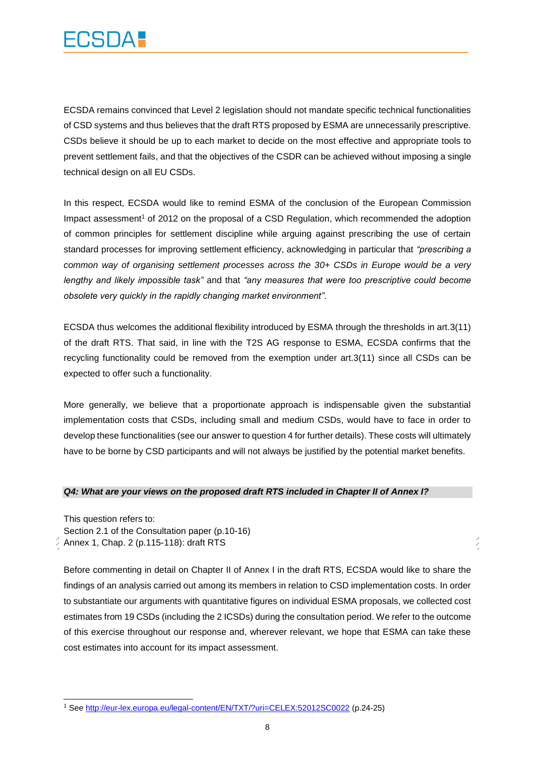ECSDA remains convinced that Level 2 legislation should not mandate specific technical functionalities of CSD systems and thus believes that the draft RTS proposed by ESMA are unnecessarily prescriptive. CSDs believe it should be up to each market to decide on the most effective and appropriate tools to prevent settlement fails, and that the objectives of the CSDR can be achieved without imposing a single technical design on all EU CSDs.

In this respect, ECSDA would like to remind ESMA of the conclusion of the European Commission Impact assessment[1] of 2012 on the proposal of a CSD Regulation, which recommended the adoption of common principles for settlement discipline while arguing against prescribing the use of certain standard processes for improving settlement efficiency, acknowledging in particular that *"prescribing a common way of organising settlement processes across the 30+ CSDs in Europe would be a very lengthy and likely impossible task"* and that *"any measures that were too prescriptive could become obsolete very quickly in the rapidly changing market environment"*.

ECSDA thus welcomes the additional flexibility introduced by ESMA through the thresholds in art.3(11) of the draft RTS. That said, in line with the T2S AG response to ESMA, ECSDA confirms that the recycling functionality could be removed from the exemption under art.3(11) since all CSDs can be expected to offer such a functionality.

More generally, we believe that a proportionate approach is indispensable given the substantial implementation costs that CSDs, including small and medium CSDs, would have to face in order to develop these functionalities (see our answer to question 4 for further details). These costs will ultimately have to be borne by CSD participants and will not always be justified by the potential market benefits.

***Q4: What are your views on the proposed draft RTS included in Chapter II of Annex I?***

This question refers to:
Section 2.1 of the Consultation paper (p.10-16)
Annex 1, Chap. 2 (p.115-118): draft RTS

Before commenting in detail on Chapter II of Annex I in the draft RTS, ECSDA would like to share the findings of an analysis carried out among its members in relation to CSD implementation costs. In order to substantiate our arguments with quantitative figures on individual ESMA proposals, we collected cost estimates from 19 CSDs (including the 2 ICSDs) during the consultation period. We refer to the outcome of this exercise throughout our response and, wherever relevant, we hope that ESMA can take these cost estimates into account for its impact assessment.

[1] See http://eur-lex.europa.eu/legal-content/EN/TXT/?uri=CELEX:52012SC0022 (p.24-25)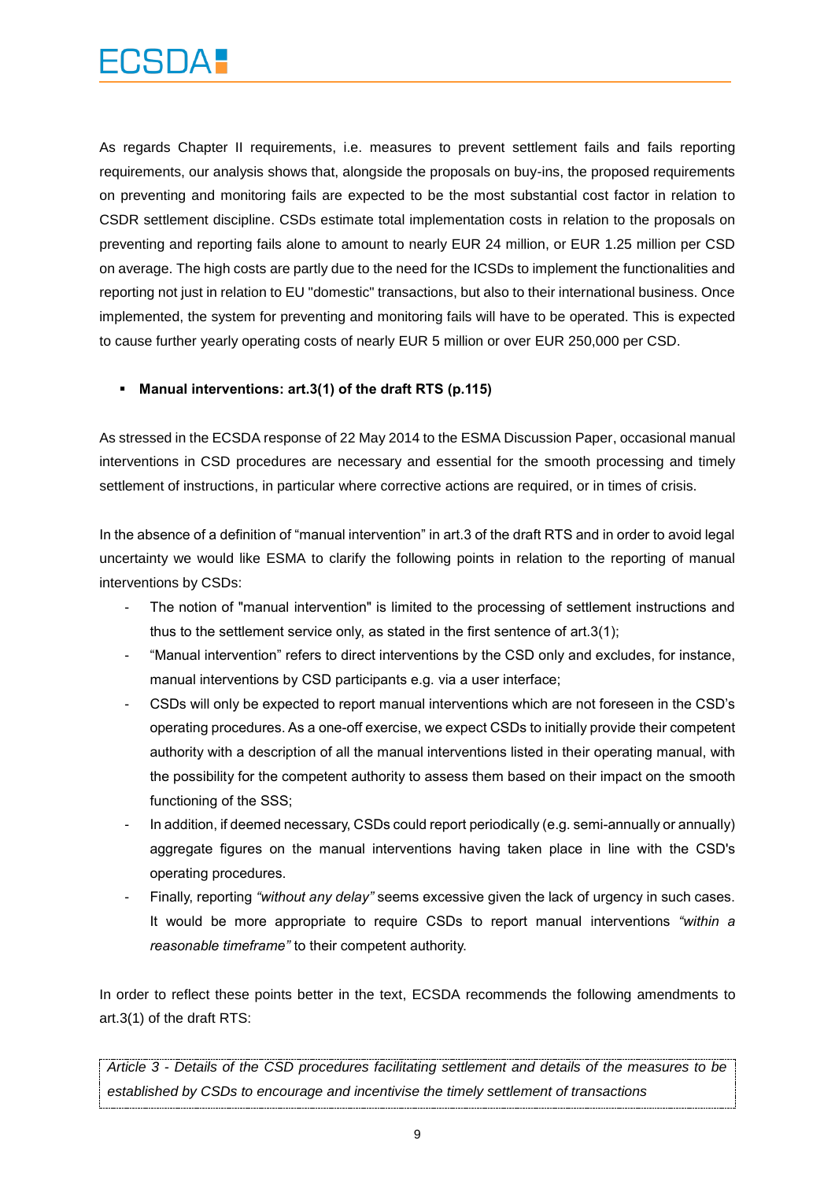As regards Chapter II requirements, i.e. measures to prevent settlement fails and fails reporting requirements, our analysis shows that, alongside the proposals on buy-ins, the proposed requirements on preventing and monitoring fails are expected to be the most substantial cost factor in relation to CSDR settlement discipline. CSDs estimate total implementation costs in relation to the proposals on preventing and reporting fails alone to amount to nearly EUR 24 million, or EUR 1.25 million per CSD on average. The high costs are partly due to the need for the ICSDs to implement the functionalities and reporting not just in relation to EU "domestic" transactions, but also to their international business. Once implemented, the system for preventing and monitoring fails will have to be operated. This is expected to cause further yearly operating costs of nearly EUR 5 million or over EUR 250,000 per CSD.

- **Manual interventions: art.3(1) of the draft RTS (p.115)**

As stressed in the ECSDA response of 22 May 2014 to the ESMA Discussion Paper, occasional manual interventions in CSD procedures are necessary and essential for the smooth processing and timely settlement of instructions, in particular where corrective actions are required, or in times of crisis.

In the absence of a definition of "manual intervention" in art.3 of the draft RTS and in order to avoid legal uncertainty we would like ESMA to clarify the following points in relation to the reporting of manual interventions by CSDs:

- The notion of "manual intervention" is limited to the processing of settlement instructions and thus to the settlement service only, as stated in the first sentence of art.3(1);
- "Manual intervention" refers to direct interventions by the CSD only and excludes, for instance, manual interventions by CSD participants e.g. via a user interface;
- CSDs will only be expected to report manual interventions which are not foreseen in the CSD's operating procedures. As a one-off exercise, we expect CSDs to initially provide their competent authority with a description of all the manual interventions listed in their operating manual, with the possibility for the competent authority to assess them based on their impact on the smooth functioning of the SSS;
- In addition, if deemed necessary, CSDs could report periodically (e.g. semi-annually or annually) aggregate figures on the manual interventions having taken place in line with the CSD's operating procedures.
- Finally, reporting *"without any delay"* seems excessive given the lack of urgency in such cases. It would be more appropriate to require CSDs to report manual interventions *"within a reasonable timeframe"* to their competent authority.

In order to reflect these points better in the text, ECSDA recommends the following amendments to art.3(1) of the draft RTS:

*Article 3 - Details of the CSD procedures facilitating settlement and details of the measures to be established by CSDs to encourage and incentivise the timely settlement of transactions*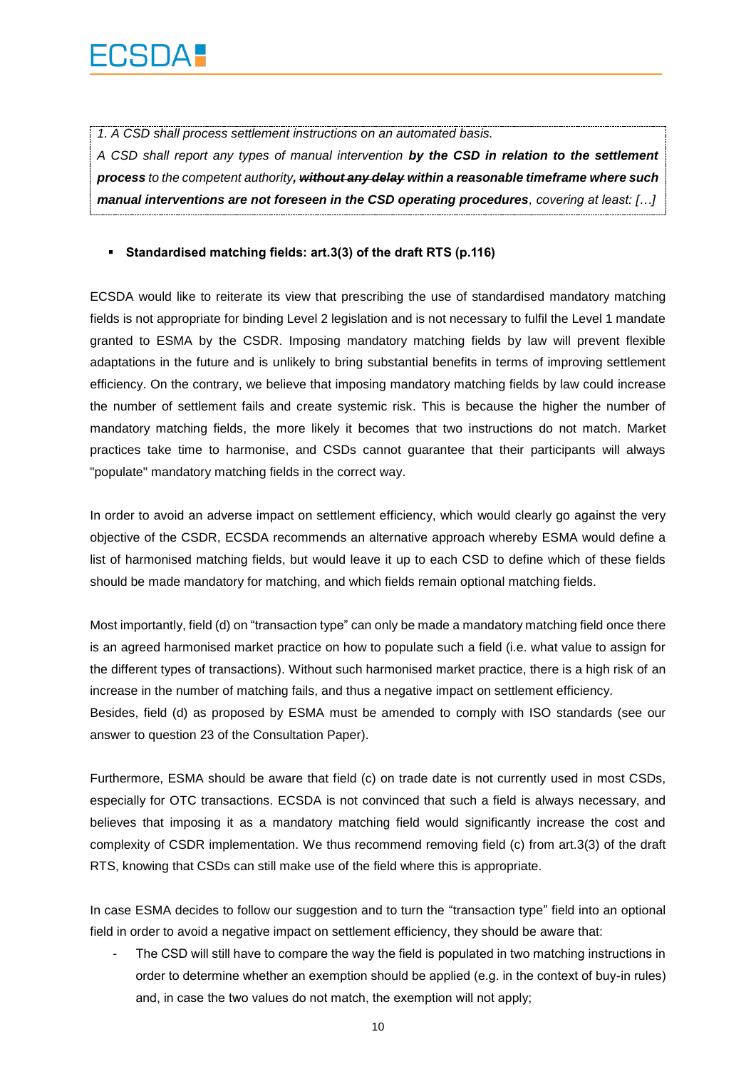*1. A CSD shall process settlement instructions on an automated basis.*

*A CSD shall report any types of manual intervention* ***by the CSD in relation to the settlement process*** *to the competent authority****, ~~without any delay~~ within a reasonable timeframe where such manual interventions are not foreseen in the CSD operating procedures****, covering at least: […]*

- **Standardised matching fields: art.3(3) of the draft RTS (p.116)**

ECSDA would like to reiterate its view that prescribing the use of standardised mandatory matching fields is not appropriate for binding Level 2 legislation and is not necessary to fulfil the Level 1 mandate granted to ESMA by the CSDR. Imposing mandatory matching fields by law will prevent flexible adaptations in the future and is unlikely to bring substantial benefits in terms of improving settlement efficiency. On the contrary, we believe that imposing mandatory matching fields by law could increase the number of settlement fails and create systemic risk. This is because the higher the number of mandatory matching fields, the more likely it becomes that two instructions do not match. Market practices take time to harmonise, and CSDs cannot guarantee that their participants will always "populate" mandatory matching fields in the correct way.

In order to avoid an adverse impact on settlement efficiency, which would clearly go against the very objective of the CSDR, ECSDA recommends an alternative approach whereby ESMA would define a list of harmonised matching fields, but would leave it up to each CSD to define which of these fields should be made mandatory for matching, and which fields remain optional matching fields.

Most importantly, field (d) on "transaction type" can only be made a mandatory matching field once there is an agreed harmonised market practice on how to populate such a field (i.e. what value to assign for the different types of transactions). Without such harmonised market practice, there is a high risk of an increase in the number of matching fails, and thus a negative impact on settlement efficiency.
Besides, field (d) as proposed by ESMA must be amended to comply with ISO standards (see our answer to question 23 of the Consultation Paper).

Furthermore, ESMA should be aware that field (c) on trade date is not currently used in most CSDs, especially for OTC transactions. ECSDA is not convinced that such a field is always necessary, and believes that imposing it as a mandatory matching field would significantly increase the cost and complexity of CSDR implementation. We thus recommend removing field (c) from art.3(3) of the draft RTS, knowing that CSDs can still make use of the field where this is appropriate.

In case ESMA decides to follow our suggestion and to turn the "transaction type" field into an optional field in order to avoid a negative impact on settlement efficiency, they should be aware that:

- The CSD will still have to compare the way the field is populated in two matching instructions in order to determine whether an exemption should be applied (e.g. in the context of buy-in rules) and, in case the two values do not match, the exemption will not apply;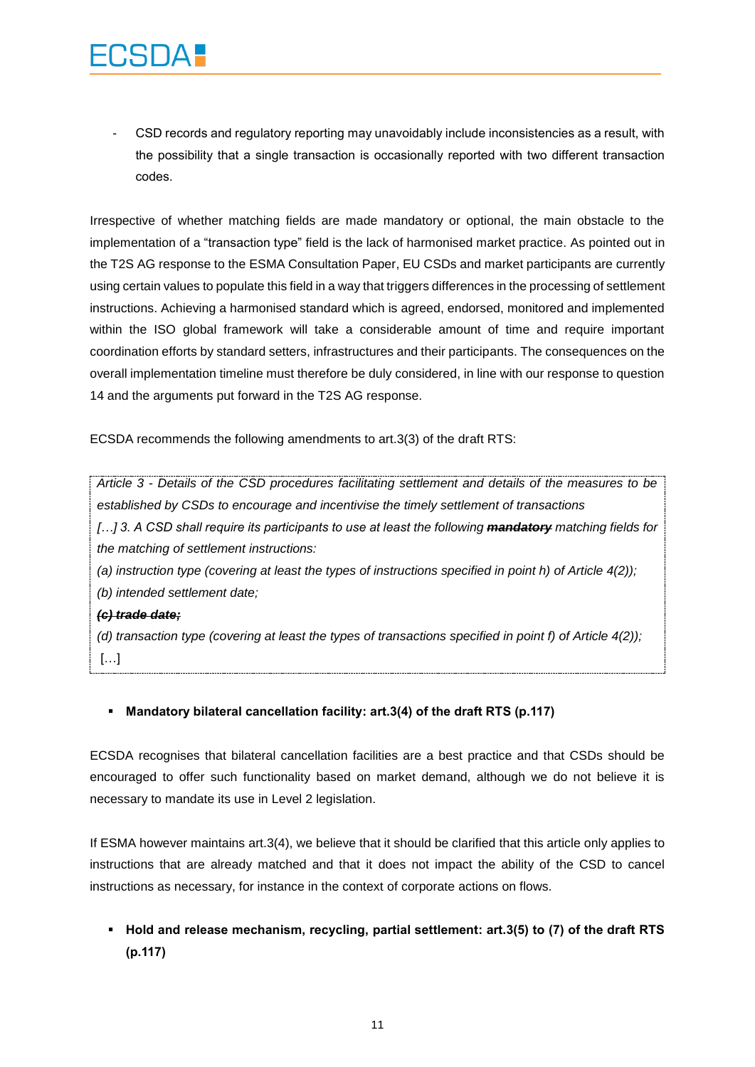- CSD records and regulatory reporting may unavoidably include inconsistencies as a result, with the possibility that a single transaction is occasionally reported with two different transaction codes.

Irrespective of whether matching fields are made mandatory or optional, the main obstacle to the implementation of a "transaction type" field is the lack of harmonised market practice. As pointed out in the T2S AG response to the ESMA Consultation Paper, EU CSDs and market participants are currently using certain values to populate this field in a way that triggers differences in the processing of settlement instructions. Achieving a harmonised standard which is agreed, endorsed, monitored and implemented within the ISO global framework will take a considerable amount of time and require important coordination efforts by standard setters, infrastructures and their participants. The consequences on the overall implementation timeline must therefore be duly considered, in line with our response to question 14 and the arguments put forward in the T2S AG response.

ECSDA recommends the following amendments to art.3(3) of the draft RTS:

> *Article 3 - Details of the CSD procedures facilitating settlement and details of the measures to be established by CSDs to encourage and incentivise the timely settlement of transactions*
>
> *[…] 3. A CSD shall require its participants to use at least the following ~~**mandatory**~~ matching fields for the matching of settlement instructions:*
>
> *(a) instruction type (covering at least the types of instructions specified in point h) of Article 4(2));*
>
> *(b) intended settlement date;*
>
> ***~~(c) trade date;~~***
>
> *(d) transaction type (covering at least the types of transactions specified in point f) of Article 4(2));*
>
> […]

- **Mandatory bilateral cancellation facility: art.3(4) of the draft RTS (p.117)**

ECSDA recognises that bilateral cancellation facilities are a best practice and that CSDs should be encouraged to offer such functionality based on market demand, although we do not believe it is necessary to mandate its use in Level 2 legislation.

If ESMA however maintains art.3(4), we believe that it should be clarified that this article only applies to instructions that are already matched and that it does not impact the ability of the CSD to cancel instructions as necessary, for instance in the context of corporate actions on flows.

- **Hold and release mechanism, recycling, partial settlement: art.3(5) to (7) of the draft RTS (p.117)**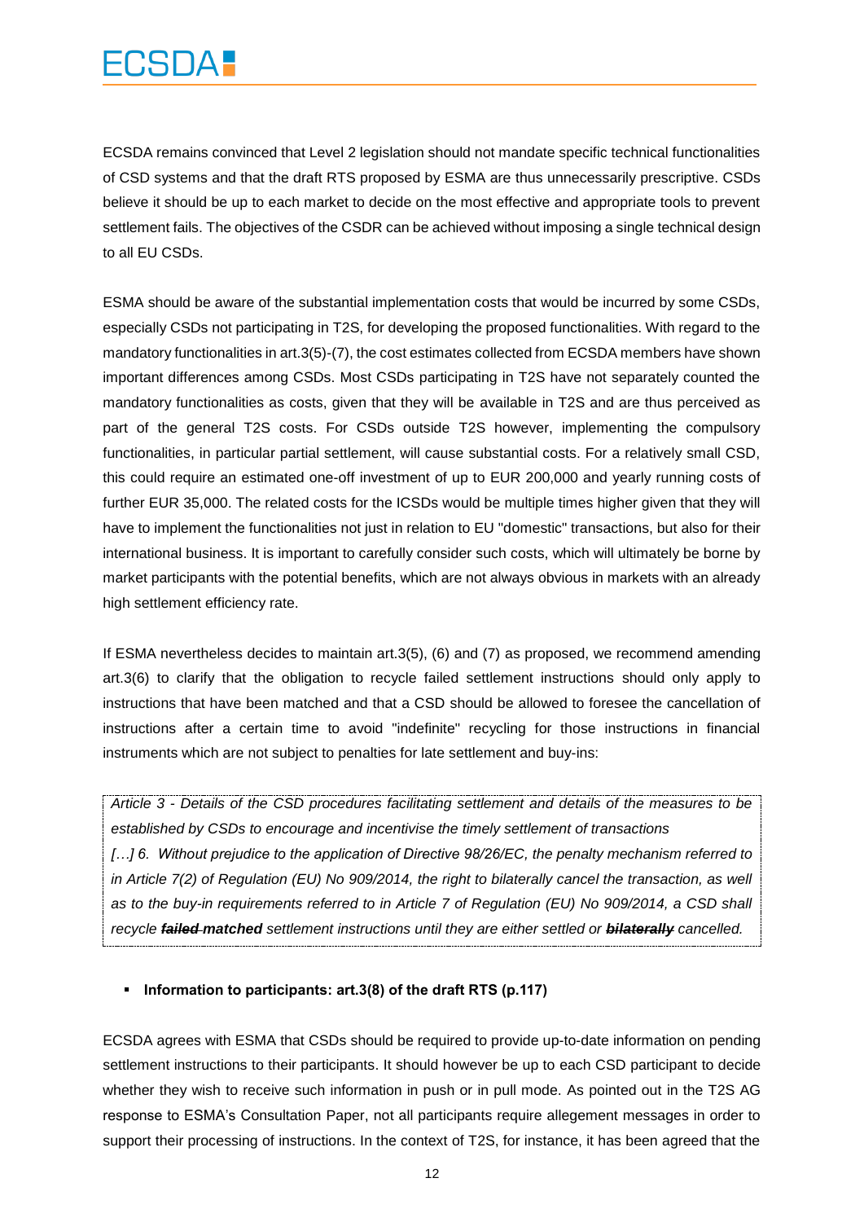ECSDA remains convinced that Level 2 legislation should not mandate specific technical functionalities of CSD systems and that the draft RTS proposed by ESMA are thus unnecessarily prescriptive. CSDs believe it should be up to each market to decide on the most effective and appropriate tools to prevent settlement fails. The objectives of the CSDR can be achieved without imposing a single technical design to all EU CSDs.

ESMA should be aware of the substantial implementation costs that would be incurred by some CSDs, especially CSDs not participating in T2S, for developing the proposed functionalities. With regard to the mandatory functionalities in art.3(5)-(7), the cost estimates collected from ECSDA members have shown important differences among CSDs. Most CSDs participating in T2S have not separately counted the mandatory functionalities as costs, given that they will be available in T2S and are thus perceived as part of the general T2S costs. For CSDs outside T2S however, implementing the compulsory functionalities, in particular partial settlement, will cause substantial costs. For a relatively small CSD, this could require an estimated one-off investment of up to EUR 200,000 and yearly running costs of further EUR 35,000. The related costs for the ICSDs would be multiple times higher given that they will have to implement the functionalities not just in relation to EU "domestic" transactions, but also for their international business. It is important to carefully consider such costs, which will ultimately be borne by market participants with the potential benefits, which are not always obvious in markets with an already high settlement efficiency rate.

If ESMA nevertheless decides to maintain art.3(5), (6) and (7) as proposed, we recommend amending art.3(6) to clarify that the obligation to recycle failed settlement instructions should only apply to instructions that have been matched and that a CSD should be allowed to foresee the cancellation of instructions after a certain time to avoid "indefinite" recycling for those instructions in financial instruments which are not subject to penalties for late settlement and buy-ins:

*Article 3 - Details of the CSD procedures facilitating settlement and details of the measures to be established by CSDs to encourage and incentivise the timely settlement of transactions*
*[…] 6. Without prejudice to the application of Directive 98/26/EC, the penalty mechanism referred to in Article 7(2) of Regulation (EU) No 909/2014, the right to bilaterally cancel the transaction, as well as to the buy-in requirements referred to in Article 7 of Regulation (EU) No 909/2014, a CSD shall recycle* ***~~failed~~ matched*** *settlement instructions until they are either settled or* ***~~bilaterally~~*** *cancelled.*

- **Information to participants: art.3(8) of the draft RTS (p.117)**

ECSDA agrees with ESMA that CSDs should be required to provide up-to-date information on pending settlement instructions to their participants. It should however be up to each CSD participant to decide whether they wish to receive such information in push or in pull mode. As pointed out in the T2S AG response to ESMA's Consultation Paper, not all participants require allegement messages in order to support their processing of instructions. In the context of T2S, for instance, it has been agreed that the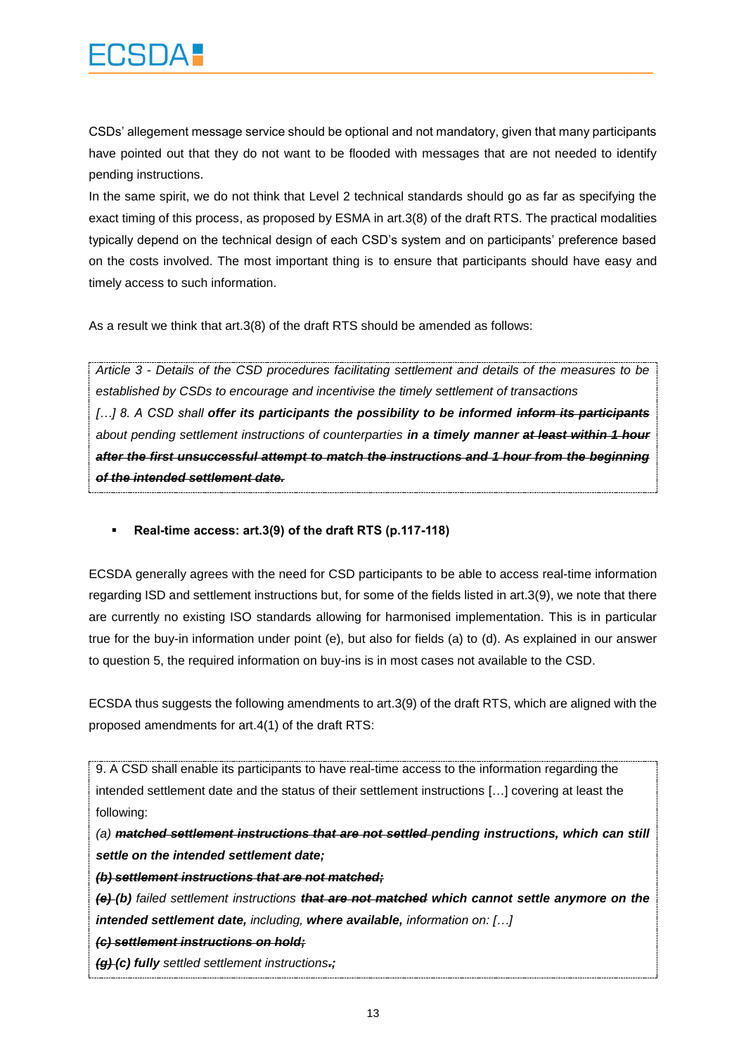CSDs' allegement message service should be optional and not mandatory, given that many participants have pointed out that they do not want to be flooded with messages that are not needed to identify pending instructions.

In the same spirit, we do not think that Level 2 technical standards should go as far as specifying the exact timing of this process, as proposed by ESMA in art.3(8) of the draft RTS. The practical modalities typically depend on the technical design of each CSD's system and on participants' preference based on the costs involved. The most important thing is to ensure that participants should have easy and timely access to such information.

As a result we think that art.3(8) of the draft RTS should be amended as follows:

> *Article 3 - Details of the CSD procedures facilitating settlement and details of the measures to be established by CSDs to encourage and incentivise the timely settlement of transactions*
>
> *[…] 8. A CSD shall* ***offer its participants the possibility to be informed*** ***~~inform its participants~~*** *about pending settlement instructions of counterparties* ***in a timely manner*** ***~~at least within 1 hour after the first unsuccessful attempt to match the instructions and 1 hour from the beginning of the intended settlement date.~~***

- **Real-time access: art.3(9) of the draft RTS (p.117-118)**

ECSDA generally agrees with the need for CSD participants to be able to access real-time information regarding ISD and settlement instructions but, for some of the fields listed in art.3(9), we note that there are currently no existing ISO standards allowing for harmonised implementation. This is in particular true for the buy-in information under point (e), but also for fields (a) to (d). As explained in our answer to question 5, the required information on buy-ins is in most cases not available to the CSD.

ECSDA thus suggests the following amendments to art.3(9) of the draft RTS, which are aligned with the proposed amendments for art.4(1) of the draft RTS:

> 9. A CSD shall enable its participants to have real-time access to the information regarding the intended settlement date and the status of their settlement instructions […] covering at least the following:
>
> *(a)* ***~~matched settlement instructions that are not settled~~*** ***pending instructions, which can still settle on the intended settlement date;***
>
> ***~~(b) settlement instructions that are not matched;~~***
>
> ***~~(e)~~*** ***(b)*** *failed settlement instructions* ***~~that are not matched~~*** ***which cannot settle anymore on the intended settlement date,*** *including,* ***where available,*** *information on: […]*
>
> ***~~(c) settlement instructions on hold;~~***
>
> ***~~(g)~~*** ***(c) fully*** *settled settlement instructions*~~.~~***;***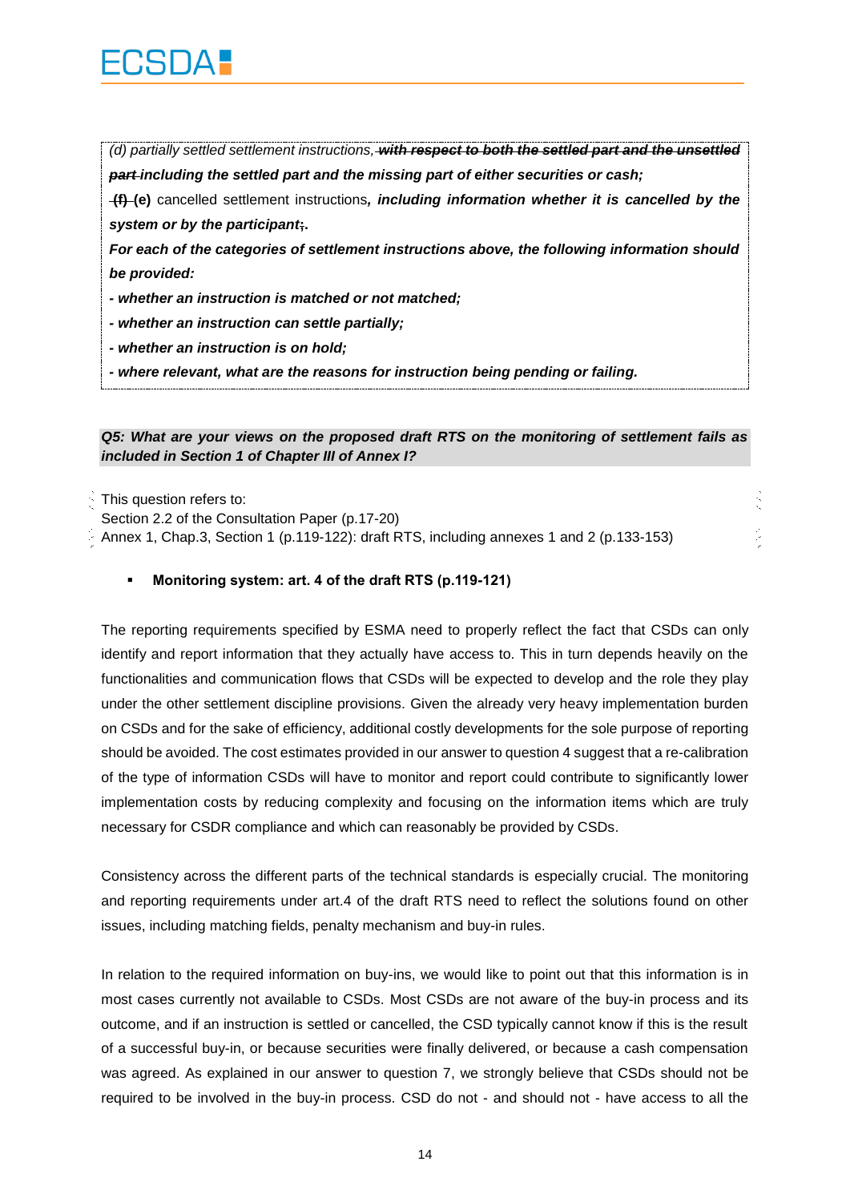*(d) partially settled settlement instructions,* ~~***with respect to both the settled part and the unsettled part***~~ ***including the settled part and the missing part of either securities or cash;***

~~**(f)**~~ **(e)** cancelled settlement instructions***, including information whether it is cancelled by the system or by the participant***~~;~~**.**

***For each of the categories of settlement instructions above, the following information should be provided:***

***- whether an instruction is matched or not matched;***

***- whether an instruction can settle partially;***

***- whether an instruction is on hold;***

***- where relevant, what are the reasons for instruction being pending or failing.***

***Q5: What are your views on the proposed draft RTS on the monitoring of settlement fails as included in Section 1 of Chapter III of Annex I?***

This question refers to:
Section 2.2 of the Consultation Paper (p.17-20)
Annex 1, Chap.3, Section 1 (p.119-122): draft RTS, including annexes 1 and 2 (p.133-153)

- **Monitoring system: art. 4 of the draft RTS (p.119-121)**

The reporting requirements specified by ESMA need to properly reflect the fact that CSDs can only identify and report information that they actually have access to. This in turn depends heavily on the functionalities and communication flows that CSDs will be expected to develop and the role they play under the other settlement discipline provisions. Given the already very heavy implementation burden on CSDs and for the sake of efficiency, additional costly developments for the sole purpose of reporting should be avoided. The cost estimates provided in our answer to question 4 suggest that a re-calibration of the type of information CSDs will have to monitor and report could contribute to significantly lower implementation costs by reducing complexity and focusing on the information items which are truly necessary for CSDR compliance and which can reasonably be provided by CSDs.

Consistency across the different parts of the technical standards is especially crucial. The monitoring and reporting requirements under art.4 of the draft RTS need to reflect the solutions found on other issues, including matching fields, penalty mechanism and buy-in rules.

In relation to the required information on buy-ins, we would like to point out that this information is in most cases currently not available to CSDs. Most CSDs are not aware of the buy-in process and its outcome, and if an instruction is settled or cancelled, the CSD typically cannot know if this is the result of a successful buy-in, or because securities were finally delivered, or because a cash compensation was agreed. As explained in our answer to question 7, we strongly believe that CSDs should not be required to be involved in the buy-in process. CSD do not - and should not - have access to all the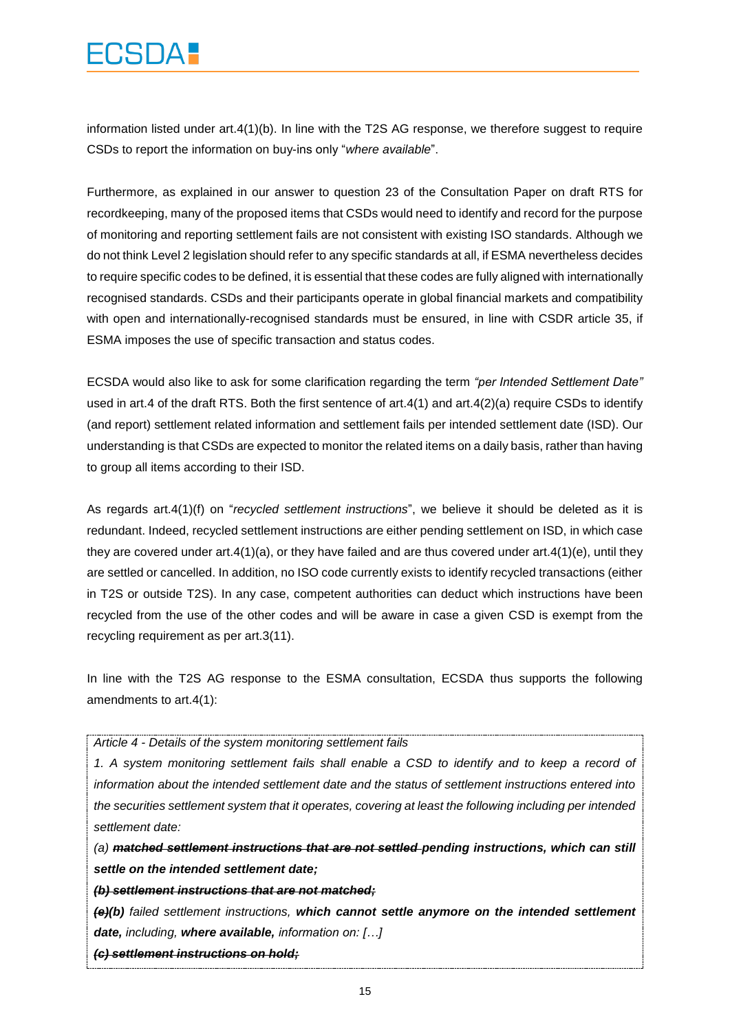information listed under art.4(1)(b). In line with the T2S AG response, we therefore suggest to require CSDs to report the information on buy-ins only "*where available*".

Furthermore, as explained in our answer to question 23 of the Consultation Paper on draft RTS for recordkeeping, many of the proposed items that CSDs would need to identify and record for the purpose of monitoring and reporting settlement fails are not consistent with existing ISO standards. Although we do not think Level 2 legislation should refer to any specific standards at all, if ESMA nevertheless decides to require specific codes to be defined, it is essential that these codes are fully aligned with internationally recognised standards. CSDs and their participants operate in global financial markets and compatibility with open and internationally-recognised standards must be ensured, in line with CSDR article 35, if ESMA imposes the use of specific transaction and status codes.

ECSDA would also like to ask for some clarification regarding the term *"per Intended Settlement Date"* used in art.4 of the draft RTS. Both the first sentence of art.4(1) and art.4(2)(a) require CSDs to identify (and report) settlement related information and settlement fails per intended settlement date (ISD). Our understanding is that CSDs are expected to monitor the related items on a daily basis, rather than having to group all items according to their ISD.

As regards art.4(1)(f) on "*recycled settlement instructions*", we believe it should be deleted as it is redundant. Indeed, recycled settlement instructions are either pending settlement on ISD, in which case they are covered under art.4(1)(a), or they have failed and are thus covered under art.4(1)(e), until they are settled or cancelled. In addition, no ISO code currently exists to identify recycled transactions (either in T2S or outside T2S). In any case, competent authorities can deduct which instructions have been recycled from the use of the other codes and will be aware in case a given CSD is exempt from the recycling requirement as per art.3(11).

In line with the T2S AG response to the ESMA consultation, ECSDA thus supports the following amendments to art.4(1):

> *Article 4 - Details of the system monitoring settlement fails*
>
> *1. A system monitoring settlement fails shall enable a CSD to identify and to keep a record of information about the intended settlement date and the status of settlement instructions entered into the securities settlement system that it operates, covering at least the following including per intended settlement date:*
>
> *(a)* ***~~matched settlement instructions that are not settled~~*** ***pending instructions, which can still settle on the intended settlement date;***
>
> ***~~(b) settlement instructions that are not matched;~~***
>
> ***~~(e)~~(b)*** *failed settlement instructions,* ***which cannot settle anymore on the intended settlement date,*** *including,* ***where available,*** *information on: […]*
>
> ***~~(c) settlement instructions on hold;~~***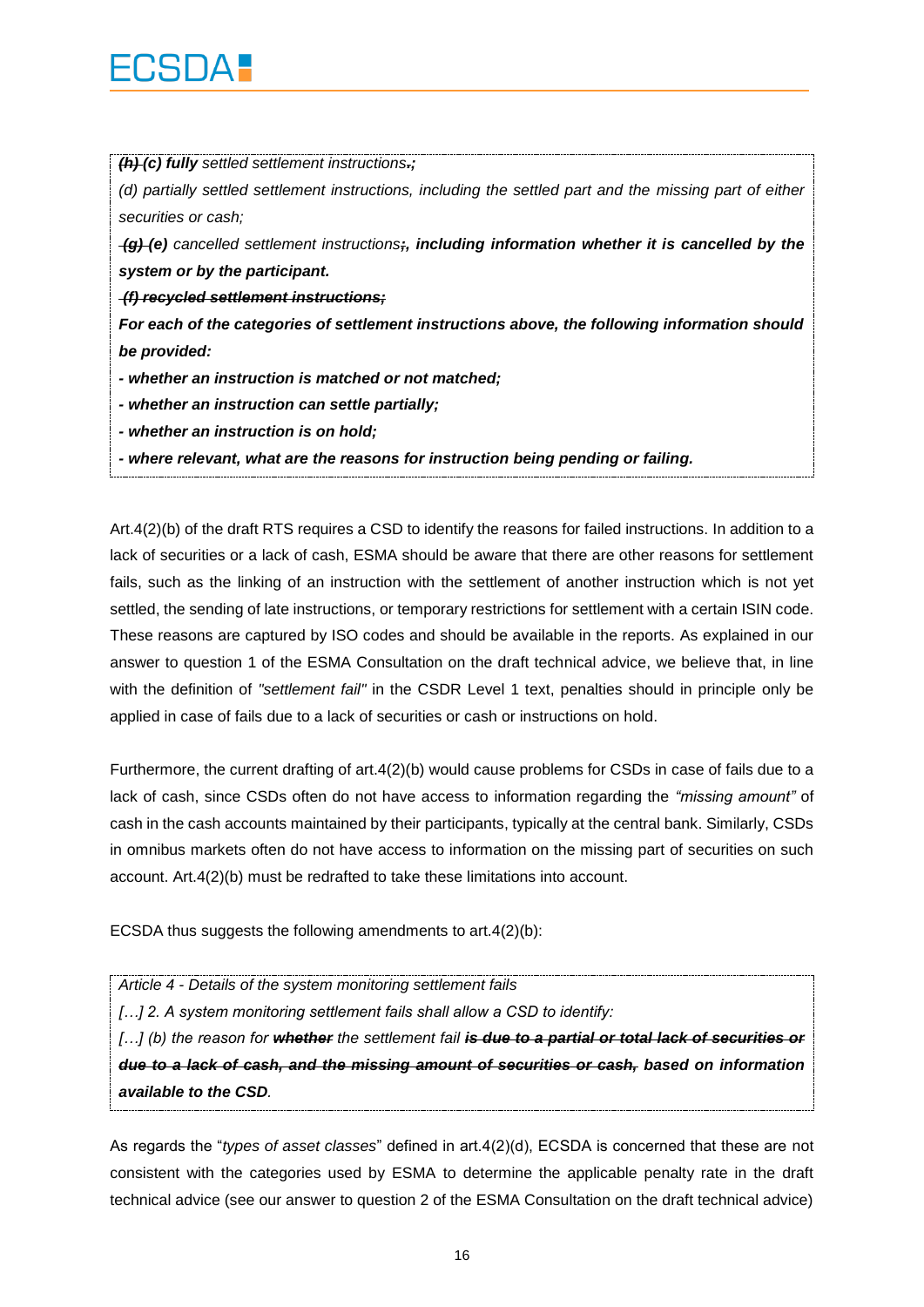~~*(h)*~~ ***(c) fully*** *settled settlement instructions*~~*.*~~***;***

*(d) partially settled settlement instructions, including the settled part and the missing part of either securities or cash;*

~~*(g)*~~ ***(e)*** *cancelled settlement instructions*~~*;*~~***, including information whether it is cancelled by the system or by the participant.***

~~***(f) recycled settlement instructions;***~~

***For each of the categories of settlement instructions above, the following information should be provided:***

***- whether an instruction is matched or not matched;***

***- whether an instruction can settle partially;***

***- whether an instruction is on hold;***

***- where relevant, what are the reasons for instruction being pending or failing.***

Art.4(2)(b) of the draft RTS requires a CSD to identify the reasons for failed instructions. In addition to a lack of securities or a lack of cash, ESMA should be aware that there are other reasons for settlement fails, such as the linking of an instruction with the settlement of another instruction which is not yet settled, the sending of late instructions, or temporary restrictions for settlement with a certain ISIN code. These reasons are captured by ISO codes and should be available in the reports. As explained in our answer to question 1 of the ESMA Consultation on the draft technical advice, we believe that, in line with the definition of *"settlement fail"* in the CSDR Level 1 text, penalties should in principle only be applied in case of fails due to a lack of securities or cash or instructions on hold.

Furthermore, the current drafting of art.4(2)(b) would cause problems for CSDs in case of fails due to a lack of cash, since CSDs often do not have access to information regarding the *"missing amount"* of cash in the cash accounts maintained by their participants, typically at the central bank. Similarly, CSDs in omnibus markets often do not have access to information on the missing part of securities on such account. Art.4(2)(b) must be redrafted to take these limitations into account.

ECSDA thus suggests the following amendments to art.4(2)(b):

*Article 4 - Details of the system monitoring settlement fails*

*[…] 2. A system monitoring settlement fails shall allow a CSD to identify:*

*[…] (b) the reason for* ~~***whether***~~ *the settlement fail* ~~***is due to a partial or total lack of securities or due to a lack of cash, and the missing amount of securities or cash,***~~ ***based on information available to the CSD****.*

As regards the "*types of asset classes*" defined in art.4(2)(d), ECSDA is concerned that these are not consistent with the categories used by ESMA to determine the applicable penalty rate in the draft technical advice (see our answer to question 2 of the ESMA Consultation on the draft technical advice)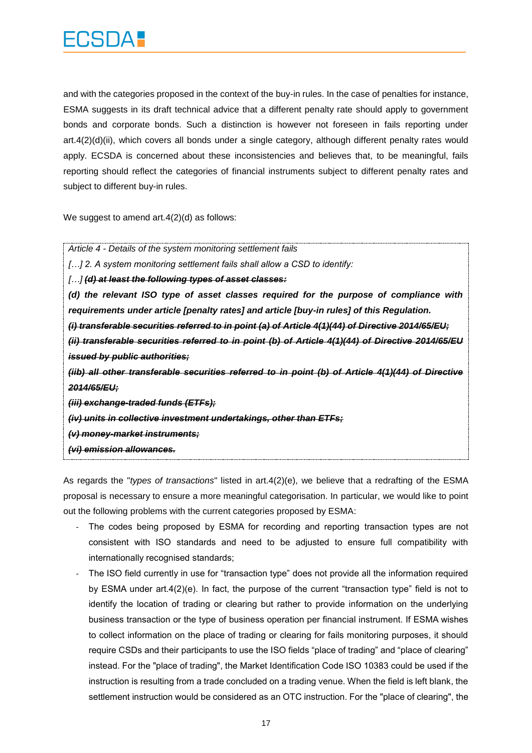and with the categories proposed in the context of the buy-in rules. In the case of penalties for instance, ESMA suggests in its draft technical advice that a different penalty rate should apply to government bonds and corporate bonds. Such a distinction is however not foreseen in fails reporting under art.4(2)(d)(ii), which covers all bonds under a single category, although different penalty rates would apply. ECSDA is concerned about these inconsistencies and believes that, to be meaningful, fails reporting should reflect the categories of financial instruments subject to different penalty rates and subject to different buy-in rules.

We suggest to amend art.4(2)(d) as follows:

> *Article 4 - Details of the system monitoring settlement fails*
>
> *[…] 2. A system monitoring settlement fails shall allow a CSD to identify:*
>
> *[…]* ***~~(d) at least the following types of asset classes:~~***
>
> ***(d) the relevant ISO type of asset classes required for the purpose of compliance with requirements under article [penalty rates] and article [buy-in rules] of this Regulation.***
>
> ***~~(i) transferable securities referred to in point (a) of Article 4(1)(44) of Directive 2014/65/EU;~~***
>
> ***~~(ii) transferable securities referred to in point (b) of Article 4(1)(44) of Directive 2014/65/EU issued by public authorities;~~***
>
> ***~~(iib) all other transferable securities referred to in point (b) of Article 4(1)(44) of Directive 2014/65/EU;~~***
>
> ***~~(iii) exchange-traded funds (ETFs);~~***
>
> ***~~(iv) units in collective investment undertakings, other than ETFs;~~***
>
> ***~~(v) money-market instruments;~~***
>
> ***~~(vi) emission allowances.~~***

As regards the "*types of transactions*" listed in art.4(2)(e), we believe that a redrafting of the ESMA proposal is necessary to ensure a more meaningful categorisation. In particular, we would like to point out the following problems with the current categories proposed by ESMA:

- The codes being proposed by ESMA for recording and reporting transaction types are not consistent with ISO standards and need to be adjusted to ensure full compatibility with internationally recognised standards;
- The ISO field currently in use for "transaction type" does not provide all the information required by ESMA under art.4(2)(e). In fact, the purpose of the current "transaction type" field is not to identify the location of trading or clearing but rather to provide information on the underlying business transaction or the type of business operation per financial instrument. If ESMA wishes to collect information on the place of trading or clearing for fails monitoring purposes, it should require CSDs and their participants to use the ISO fields "place of trading" and "place of clearing" instead. For the "place of trading", the Market Identification Code ISO 10383 could be used if the instruction is resulting from a trade concluded on a trading venue. When the field is left blank, the settlement instruction would be considered as an OTC instruction. For the "place of clearing", the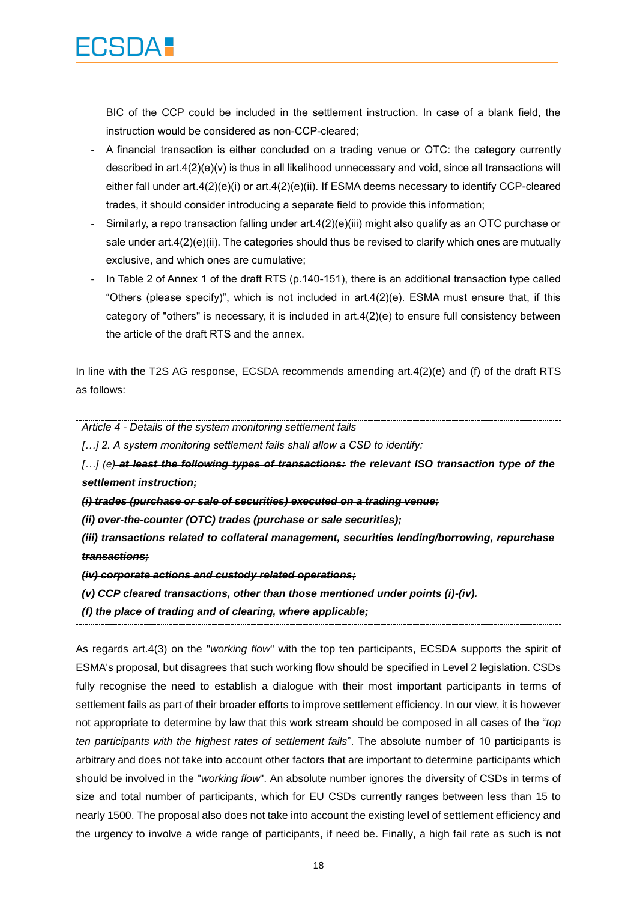BIC of the CCP could be included in the settlement instruction. In case of a blank field, the instruction would be considered as non-CCP-cleared;

- A financial transaction is either concluded on a trading venue or OTC: the category currently described in art.4(2)(e)(v) is thus in all likelihood unnecessary and void, since all transactions will either fall under art.4(2)(e)(i) or art.4(2)(e)(ii). If ESMA deems necessary to identify CCP-cleared trades, it should consider introducing a separate field to provide this information;
- Similarly, a repo transaction falling under art.4(2)(e)(iii) might also qualify as an OTC purchase or sale under art.4(2)(e)(ii). The categories should thus be revised to clarify which ones are mutually exclusive, and which ones are cumulative;
- In Table 2 of Annex 1 of the draft RTS (p.140-151), there is an additional transaction type called "Others (please specify)", which is not included in art.4(2)(e). ESMA must ensure that, if this category of "others" is necessary, it is included in art.4(2)(e) to ensure full consistency between the article of the draft RTS and the annex.

In line with the T2S AG response, ECSDA recommends amending art.4(2)(e) and (f) of the draft RTS as follows:

> *Article 4 - Details of the system monitoring settlement fails*
>
> *[…] 2. A system monitoring settlement fails shall allow a CSD to identify:*
>
> *[…] (e)* ~~***at least the following types of transactions:***~~ ***the relevant ISO transaction type of the settlement instruction;***
>
> ~~***(i) trades (purchase or sale of securities) executed on a trading venue;***~~
>
> ~~***(ii) over-the-counter (OTC) trades (purchase or sale securities);***~~
>
> ~~***(iii) transactions related to collateral management, securities lending/borrowing, repurchase transactions;***~~
>
> ~~***(iv) corporate actions and custody related operations;***~~
>
> ~~***(v) CCP cleared transactions, other than those mentioned under points (i)-(iv).***~~
>
> ***(f) the place of trading and of clearing, where applicable;***

As regards art.4(3) on the "*working flow*" with the top ten participants, ECSDA supports the spirit of ESMA's proposal, but disagrees that such working flow should be specified in Level 2 legislation. CSDs fully recognise the need to establish a dialogue with their most important participants in terms of settlement fails as part of their broader efforts to improve settlement efficiency. In our view, it is however not appropriate to determine by law that this work stream should be composed in all cases of the "*top ten participants with the highest rates of settlement fails*". The absolute number of 10 participants is arbitrary and does not take into account other factors that are important to determine participants which should be involved in the "*working flow*". An absolute number ignores the diversity of CSDs in terms of size and total number of participants, which for EU CSDs currently ranges between less than 15 to nearly 1500. The proposal also does not take into account the existing level of settlement efficiency and the urgency to involve a wide range of participants, if need be. Finally, a high fail rate as such is not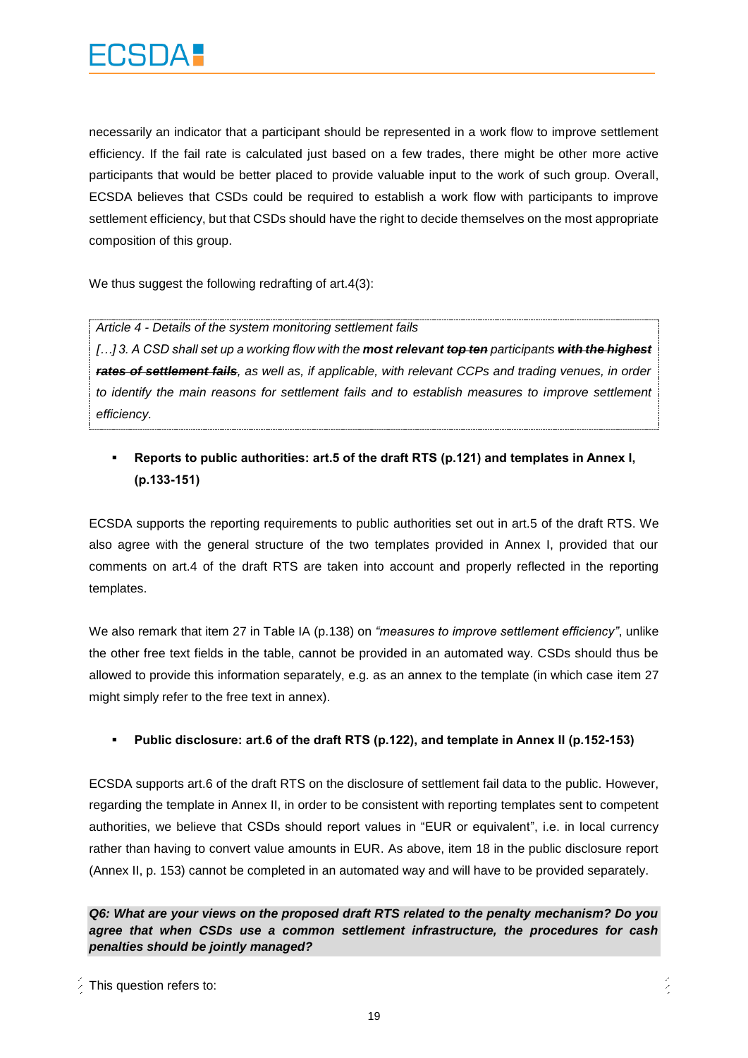necessarily an indicator that a participant should be represented in a work flow to improve settlement efficiency. If the fail rate is calculated just based on a few trades, there might be other more active participants that would be better placed to provide valuable input to the work of such group. Overall, ECSDA believes that CSDs could be required to establish a work flow with participants to improve settlement efficiency, but that CSDs should have the right to decide themselves on the most appropriate composition of this group.

We thus suggest the following redrafting of art.4(3):

> *Article 4 - Details of the system monitoring settlement fails*
>
> *[…] 3. A CSD shall set up a working flow with the* ***most relevant*** ***~~top ten~~*** *participants* ***~~with the highest rates of settlement fails~~****, as well as, if applicable, with relevant CCPs and trading venues, in order to identify the main reasons for settlement fails and to establish measures to improve settlement efficiency.*

- **Reports to public authorities: art.5 of the draft RTS (p.121) and templates in Annex I, (p.133-151)**

ECSDA supports the reporting requirements to public authorities set out in art.5 of the draft RTS. We also agree with the general structure of the two templates provided in Annex I, provided that our comments on art.4 of the draft RTS are taken into account and properly reflected in the reporting templates.

We also remark that item 27 in Table IA (p.138) on *"measures to improve settlement efficiency"*, unlike the other free text fields in the table, cannot be provided in an automated way. CSDs should thus be allowed to provide this information separately, e.g. as an annex to the template (in which case item 27 might simply refer to the free text in annex).

- **Public disclosure: art.6 of the draft RTS (p.122), and template in Annex II (p.152-153)**

ECSDA supports art.6 of the draft RTS on the disclosure of settlement fail data to the public. However, regarding the template in Annex II, in order to be consistent with reporting templates sent to competent authorities, we believe that CSDs should report values in "EUR or equivalent", i.e. in local currency rather than having to convert value amounts in EUR. As above, item 18 in the public disclosure report (Annex II, p. 153) cannot be completed in an automated way and will have to be provided separately.

***Q6: What are your views on the proposed draft RTS related to the penalty mechanism? Do you agree that when CSDs use a common settlement infrastructure, the procedures for cash penalties should be jointly managed?***

This question refers to: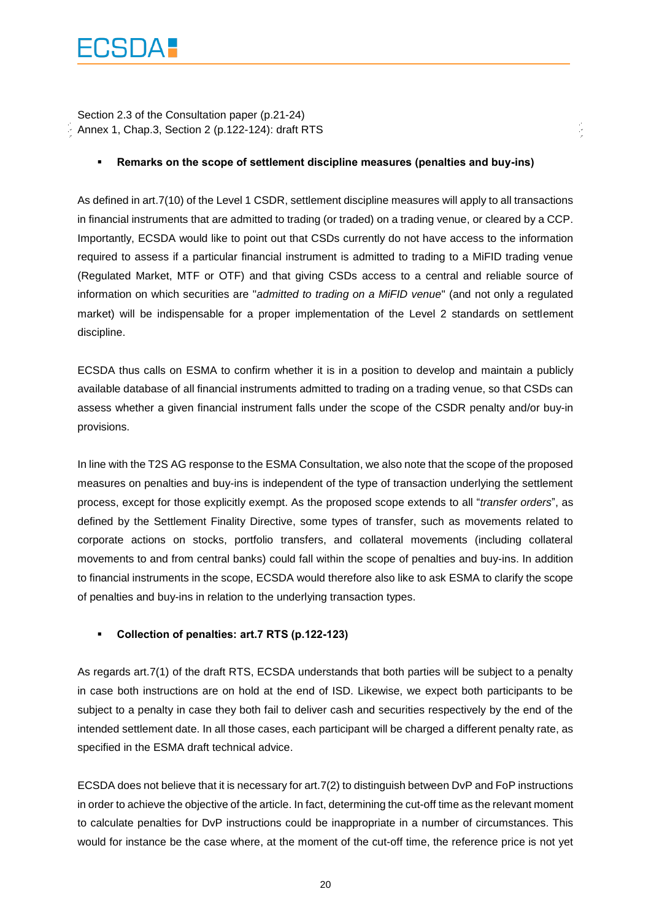Section 2.3 of the Consultation paper (p.21-24)
Annex 1, Chap.3, Section 2 (p.122-124): draft RTS

- **Remarks on the scope of settlement discipline measures (penalties and buy-ins)**

As defined in art.7(10) of the Level 1 CSDR, settlement discipline measures will apply to all transactions in financial instruments that are admitted to trading (or traded) on a trading venue, or cleared by a CCP. Importantly, ECSDA would like to point out that CSDs currently do not have access to the information required to assess if a particular financial instrument is admitted to trading to a MiFID trading venue (Regulated Market, MTF or OTF) and that giving CSDs access to a central and reliable source of information on which securities are "*admitted to trading on a MiFID venue*" (and not only a regulated market) will be indispensable for a proper implementation of the Level 2 standards on settlement discipline.

ECSDA thus calls on ESMA to confirm whether it is in a position to develop and maintain a publicly available database of all financial instruments admitted to trading on a trading venue, so that CSDs can assess whether a given financial instrument falls under the scope of the CSDR penalty and/or buy-in provisions.

In line with the T2S AG response to the ESMA Consultation, we also note that the scope of the proposed measures on penalties and buy-ins is independent of the type of transaction underlying the settlement process, except for those explicitly exempt. As the proposed scope extends to all "*transfer orders*", as defined by the Settlement Finality Directive, some types of transfer, such as movements related to corporate actions on stocks, portfolio transfers, and collateral movements (including collateral movements to and from central banks) could fall within the scope of penalties and buy-ins. In addition to financial instruments in the scope, ECSDA would therefore also like to ask ESMA to clarify the scope of penalties and buy-ins in relation to the underlying transaction types.

- **Collection of penalties: art.7 RTS (p.122-123)**

As regards art.7(1) of the draft RTS, ECSDA understands that both parties will be subject to a penalty in case both instructions are on hold at the end of ISD. Likewise, we expect both participants to be subject to a penalty in case they both fail to deliver cash and securities respectively by the end of the intended settlement date. In all those cases, each participant will be charged a different penalty rate, as specified in the ESMA draft technical advice.

ECSDA does not believe that it is necessary for art.7(2) to distinguish between DvP and FoP instructions in order to achieve the objective of the article. In fact, determining the cut-off time as the relevant moment to calculate penalties for DvP instructions could be inappropriate in a number of circumstances. This would for instance be the case where, at the moment of the cut-off time, the reference price is not yet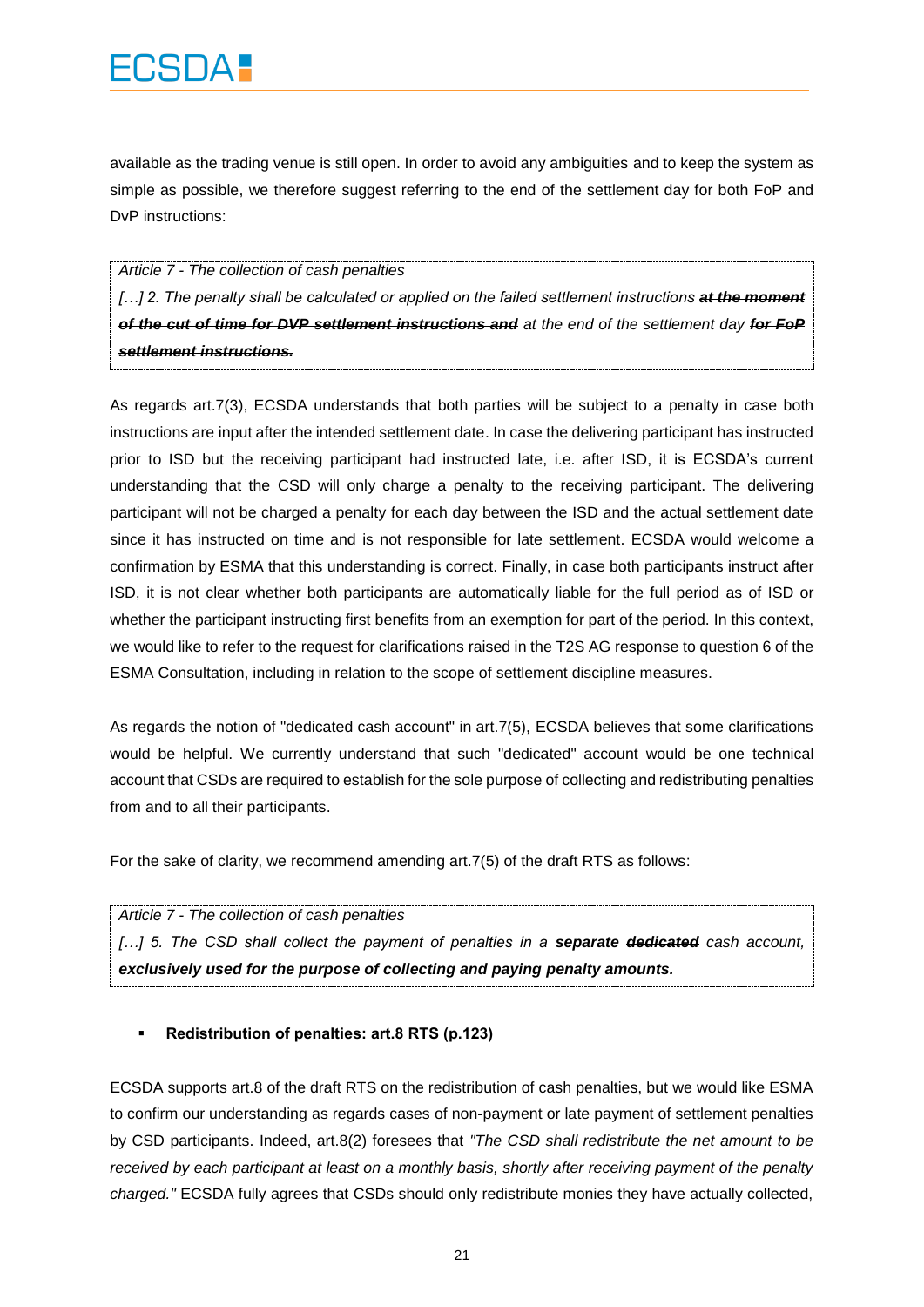available as the trading venue is still open. In order to avoid any ambiguities and to keep the system as simple as possible, we therefore suggest referring to the end of the settlement day for both FoP and DvP instructions:

> *Article 7 - The collection of cash penalties*
>
> *[…] 2. The penalty shall be calculated or applied on the failed settlement instructions **~~at the moment of the cut of time for DVP settlement instructions and~~** at the end of the settlement day **~~for FoP settlement instructions.~~***

As regards art.7(3), ECSDA understands that both parties will be subject to a penalty in case both instructions are input after the intended settlement date. In case the delivering participant has instructed prior to ISD but the receiving participant had instructed late, i.e. after ISD, it is ECSDA's current understanding that the CSD will only charge a penalty to the receiving participant. The delivering participant will not be charged a penalty for each day between the ISD and the actual settlement date since it has instructed on time and is not responsible for late settlement. ECSDA would welcome a confirmation by ESMA that this understanding is correct. Finally, in case both participants instruct after ISD, it is not clear whether both participants are automatically liable for the full period as of ISD or whether the participant instructing first benefits from an exemption for part of the period. In this context, we would like to refer to the request for clarifications raised in the T2S AG response to question 6 of the ESMA Consultation, including in relation to the scope of settlement discipline measures.

As regards the notion of "dedicated cash account" in art.7(5), ECSDA believes that some clarifications would be helpful. We currently understand that such "dedicated" account would be one technical account that CSDs are required to establish for the sole purpose of collecting and redistributing penalties from and to all their participants.

For the sake of clarity, we recommend amending art.7(5) of the draft RTS as follows:

> *Article 7 - The collection of cash penalties*
>
> *[…] 5. The CSD shall collect the payment of penalties in a **separate ~~dedicated~~** cash account, **exclusively used for the purpose of collecting and paying penalty amounts.***

- **Redistribution of penalties: art.8 RTS (p.123)**

ECSDA supports art.8 of the draft RTS on the redistribution of cash penalties, but we would like ESMA to confirm our understanding as regards cases of non-payment or late payment of settlement penalties by CSD participants. Indeed, art.8(2) foresees that *"The CSD shall redistribute the net amount to be received by each participant at least on a monthly basis, shortly after receiving payment of the penalty charged."* ECSDA fully agrees that CSDs should only redistribute monies they have actually collected,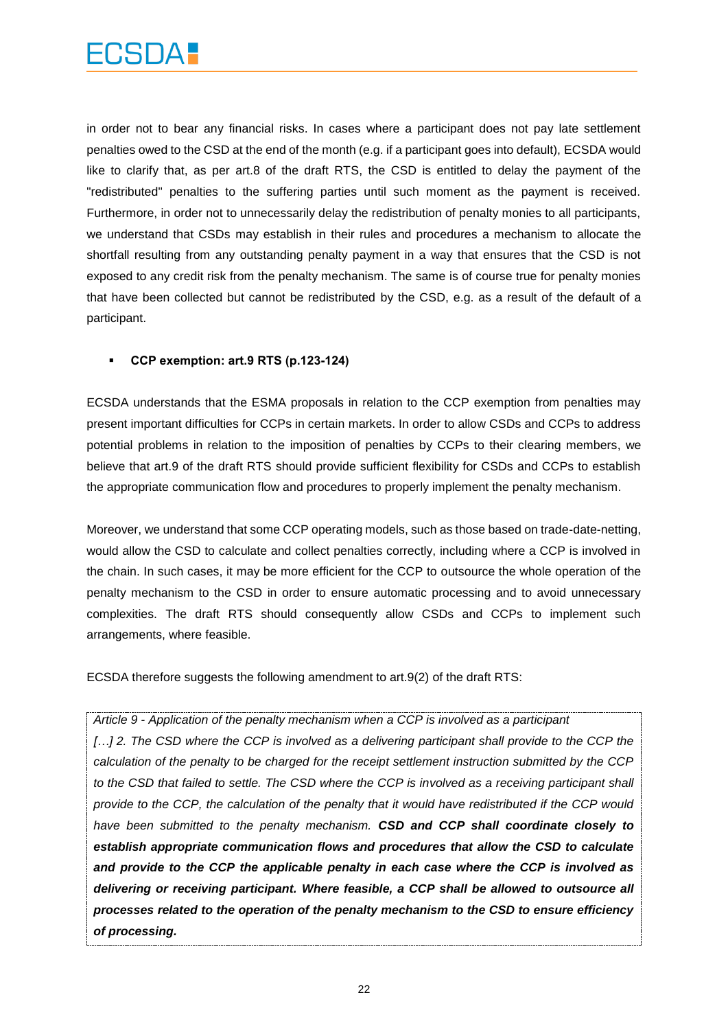in order not to bear any financial risks. In cases where a participant does not pay late settlement penalties owed to the CSD at the end of the month (e.g. if a participant goes into default), ECSDA would like to clarify that, as per art.8 of the draft RTS, the CSD is entitled to delay the payment of the "redistributed" penalties to the suffering parties until such moment as the payment is received. Furthermore, in order not to unnecessarily delay the redistribution of penalty monies to all participants, we understand that CSDs may establish in their rules and procedures a mechanism to allocate the shortfall resulting from any outstanding penalty payment in a way that ensures that the CSD is not exposed to any credit risk from the penalty mechanism. The same is of course true for penalty monies that have been collected but cannot be redistributed by the CSD, e.g. as a result of the default of a participant.

- **CCP exemption: art.9 RTS (p.123-124)**

ECSDA understands that the ESMA proposals in relation to the CCP exemption from penalties may present important difficulties for CCPs in certain markets. In order to allow CSDs and CCPs to address potential problems in relation to the imposition of penalties by CCPs to their clearing members, we believe that art.9 of the draft RTS should provide sufficient flexibility for CSDs and CCPs to establish the appropriate communication flow and procedures to properly implement the penalty mechanism.

Moreover, we understand that some CCP operating models, such as those based on trade-date-netting, would allow the CSD to calculate and collect penalties correctly, including where a CCP is involved in the chain. In such cases, it may be more efficient for the CCP to outsource the whole operation of the penalty mechanism to the CSD in order to ensure automatic processing and to avoid unnecessary complexities. The draft RTS should consequently allow CSDs and CCPs to implement such arrangements, where feasible.

ECSDA therefore suggests the following amendment to art.9(2) of the draft RTS:

> *Article 9 - Application of the penalty mechanism when a CCP is involved as a participant*
> *[…] 2. The CSD where the CCP is involved as a delivering participant shall provide to the CCP the calculation of the penalty to be charged for the receipt settlement instruction submitted by the CCP to the CSD that failed to settle. The CSD where the CCP is involved as a receiving participant shall provide to the CCP, the calculation of the penalty that it would have redistributed if the CCP would have been submitted to the penalty mechanism.* ***CSD and CCP shall coordinate closely to establish appropriate communication flows and procedures that allow the CSD to calculate and provide to the CCP the applicable penalty in each case where the CCP is involved as delivering or receiving participant. Where feasible, a CCP shall be allowed to outsource all processes related to the operation of the penalty mechanism to the CSD to ensure efficiency of processing.***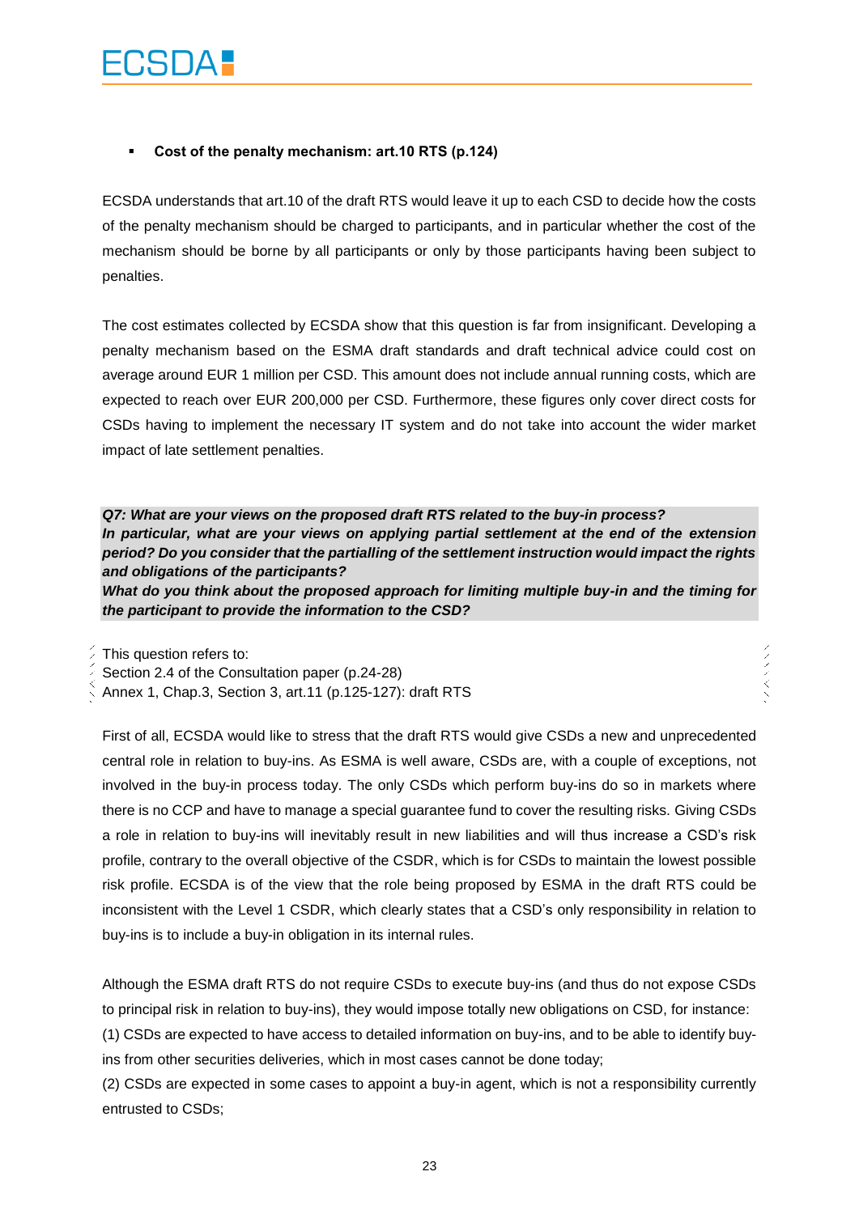- **Cost of the penalty mechanism: art.10 RTS (p.124)**

ECSDA understands that art.10 of the draft RTS would leave it up to each CSD to decide how the costs of the penalty mechanism should be charged to participants, and in particular whether the cost of the mechanism should be borne by all participants or only by those participants having been subject to penalties.

The cost estimates collected by ECSDA show that this question is far from insignificant. Developing a penalty mechanism based on the ESMA draft standards and draft technical advice could cost on average around EUR 1 million per CSD. This amount does not include annual running costs, which are expected to reach over EUR 200,000 per CSD. Furthermore, these figures only cover direct costs for CSDs having to implement the necessary IT system and do not take into account the wider market impact of late settlement penalties.

***Q7: What are your views on the proposed draft RTS related to the buy-in process?***
***In particular, what are your views on applying partial settlement at the end of the extension period? Do you consider that the partialling of the settlement instruction would impact the rights and obligations of the participants?***
***What do you think about the proposed approach for limiting multiple buy-in and the timing for the participant to provide the information to the CSD?***

This question refers to:
Section 2.4 of the Consultation paper (p.24-28)
Annex 1, Chap.3, Section 3, art.11 (p.125-127): draft RTS

First of all, ECSDA would like to stress that the draft RTS would give CSDs a new and unprecedented central role in relation to buy-ins. As ESMA is well aware, CSDs are, with a couple of exceptions, not involved in the buy-in process today. The only CSDs which perform buy-ins do so in markets where there is no CCP and have to manage a special guarantee fund to cover the resulting risks. Giving CSDs a role in relation to buy-ins will inevitably result in new liabilities and will thus increase a CSD's risk profile, contrary to the overall objective of the CSDR, which is for CSDs to maintain the lowest possible risk profile. ECSDA is of the view that the role being proposed by ESMA in the draft RTS could be inconsistent with the Level 1 CSDR, which clearly states that a CSD's only responsibility in relation to buy-ins is to include a buy-in obligation in its internal rules.

Although the ESMA draft RTS do not require CSDs to execute buy-ins (and thus do not expose CSDs to principal risk in relation to buy-ins), they would impose totally new obligations on CSD, for instance:
(1) CSDs are expected to have access to detailed information on buy-ins, and to be able to identify buy-ins from other securities deliveries, which in most cases cannot be done today;
(2) CSDs are expected in some cases to appoint a buy-in agent, which is not a responsibility currently entrusted to CSDs;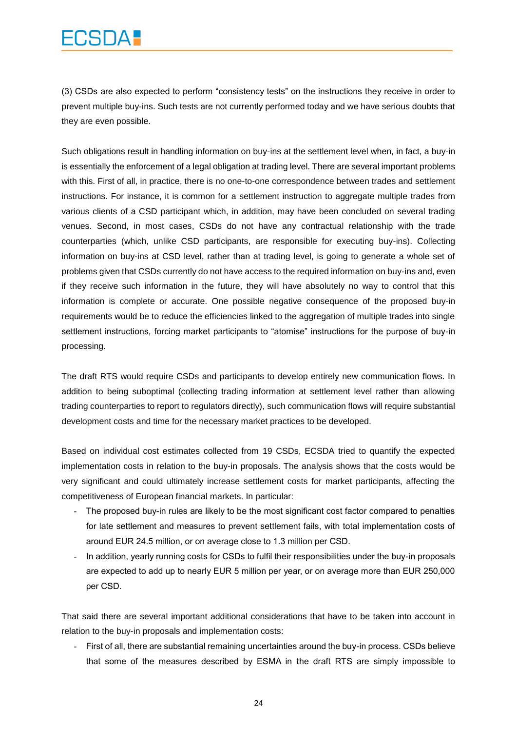(3) CSDs are also expected to perform "consistency tests" on the instructions they receive in order to prevent multiple buy-ins. Such tests are not currently performed today and we have serious doubts that they are even possible.

Such obligations result in handling information on buy-ins at the settlement level when, in fact, a buy-in is essentially the enforcement of a legal obligation at trading level. There are several important problems with this. First of all, in practice, there is no one-to-one correspondence between trades and settlement instructions. For instance, it is common for a settlement instruction to aggregate multiple trades from various clients of a CSD participant which, in addition, may have been concluded on several trading venues. Second, in most cases, CSDs do not have any contractual relationship with the trade counterparties (which, unlike CSD participants, are responsible for executing buy-ins). Collecting information on buy-ins at CSD level, rather than at trading level, is going to generate a whole set of problems given that CSDs currently do not have access to the required information on buy-ins and, even if they receive such information in the future, they will have absolutely no way to control that this information is complete or accurate. One possible negative consequence of the proposed buy-in requirements would be to reduce the efficiencies linked to the aggregation of multiple trades into single settlement instructions, forcing market participants to "atomise" instructions for the purpose of buy-in processing.

The draft RTS would require CSDs and participants to develop entirely new communication flows. In addition to being suboptimal (collecting trading information at settlement level rather than allowing trading counterparties to report to regulators directly), such communication flows will require substantial development costs and time for the necessary market practices to be developed.

Based on individual cost estimates collected from 19 CSDs, ECSDA tried to quantify the expected implementation costs in relation to the buy-in proposals. The analysis shows that the costs would be very significant and could ultimately increase settlement costs for market participants, affecting the competitiveness of European financial markets. In particular:

- The proposed buy-in rules are likely to be the most significant cost factor compared to penalties for late settlement and measures to prevent settlement fails, with total implementation costs of around EUR 24.5 million, or on average close to 1.3 million per CSD.
- In addition, yearly running costs for CSDs to fulfil their responsibilities under the buy-in proposals are expected to add up to nearly EUR 5 million per year, or on average more than EUR 250,000 per CSD.

That said there are several important additional considerations that have to be taken into account in relation to the buy-in proposals and implementation costs:

- First of all, there are substantial remaining uncertainties around the buy-in process. CSDs believe that some of the measures described by ESMA in the draft RTS are simply impossible to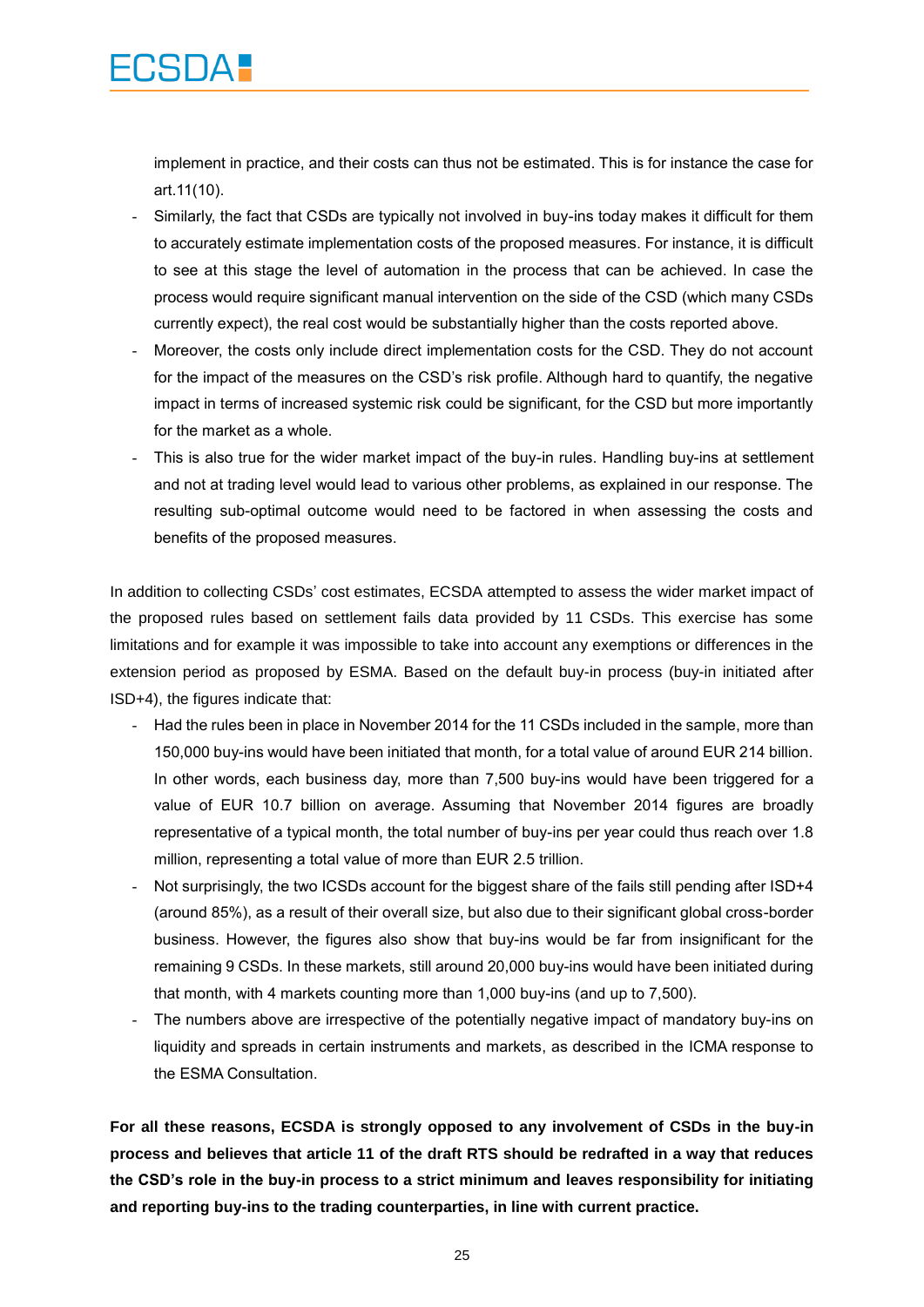implement in practice, and their costs can thus not be estimated. This is for instance the case for art.11(10).

- Similarly, the fact that CSDs are typically not involved in buy-ins today makes it difficult for them to accurately estimate implementation costs of the proposed measures. For instance, it is difficult to see at this stage the level of automation in the process that can be achieved. In case the process would require significant manual intervention on the side of the CSD (which many CSDs currently expect), the real cost would be substantially higher than the costs reported above.
- Moreover, the costs only include direct implementation costs for the CSD. They do not account for the impact of the measures on the CSD's risk profile. Although hard to quantify, the negative impact in terms of increased systemic risk could be significant, for the CSD but more importantly for the market as a whole.
- This is also true for the wider market impact of the buy-in rules. Handling buy-ins at settlement and not at trading level would lead to various other problems, as explained in our response. The resulting sub-optimal outcome would need to be factored in when assessing the costs and benefits of the proposed measures.

In addition to collecting CSDs' cost estimates, ECSDA attempted to assess the wider market impact of the proposed rules based on settlement fails data provided by 11 CSDs. This exercise has some limitations and for example it was impossible to take into account any exemptions or differences in the extension period as proposed by ESMA. Based on the default buy-in process (buy-in initiated after ISD+4), the figures indicate that:

- Had the rules been in place in November 2014 for the 11 CSDs included in the sample, more than 150,000 buy-ins would have been initiated that month, for a total value of around EUR 214 billion. In other words, each business day, more than 7,500 buy-ins would have been triggered for a value of EUR 10.7 billion on average. Assuming that November 2014 figures are broadly representative of a typical month, the total number of buy-ins per year could thus reach over 1.8 million, representing a total value of more than EUR 2.5 trillion.
- Not surprisingly, the two ICSDs account for the biggest share of the fails still pending after ISD+4 (around 85%), as a result of their overall size, but also due to their significant global cross-border business. However, the figures also show that buy-ins would be far from insignificant for the remaining 9 CSDs. In these markets, still around 20,000 buy-ins would have been initiated during that month, with 4 markets counting more than 1,000 buy-ins (and up to 7,500).
- The numbers above are irrespective of the potentially negative impact of mandatory buy-ins on liquidity and spreads in certain instruments and markets, as described in the ICMA response to the ESMA Consultation.

**For all these reasons, ECSDA is strongly opposed to any involvement of CSDs in the buy-in process and believes that article 11 of the draft RTS should be redrafted in a way that reduces the CSD's role in the buy-in process to a strict minimum and leaves responsibility for initiating and reporting buy-ins to the trading counterparties, in line with current practice.**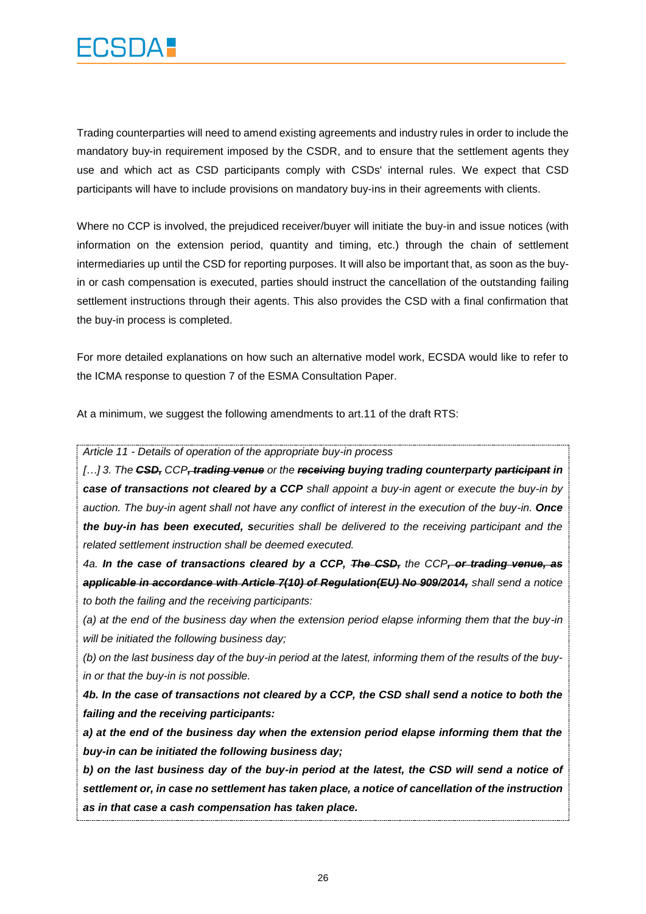Trading counterparties will need to amend existing agreements and industry rules in order to include the mandatory buy-in requirement imposed by the CSDR, and to ensure that the settlement agents they use and which act as CSD participants comply with CSDs' internal rules. We expect that CSD participants will have to include provisions on mandatory buy-ins in their agreements with clients.

Where no CCP is involved, the prejudiced receiver/buyer will initiate the buy-in and issue notices (with information on the extension period, quantity and timing, etc.) through the chain of settlement intermediaries up until the CSD for reporting purposes. It will also be important that, as soon as the buy-in or cash compensation is executed, parties should instruct the cancellation of the outstanding failing settlement instructions through their agents. This also provides the CSD with a final confirmation that the buy-in process is completed.

For more detailed explanations on how such an alternative model work, ECSDA would like to refer to the ICMA response to question 7 of the ESMA Consultation Paper.

At a minimum, we suggest the following amendments to art.11 of the draft RTS:

*Article 11 - Details of operation of the appropriate buy-in process*

*[…] 3. The* ***~~CSD,~~*** *CCP****~~, trading venue~~*** *or the* ***~~receiving~~*** ***buying trading counterparty*** ***~~participant~~*** ***in case of transactions not cleared by a CCP*** *shall appoint a buy-in agent or execute the buy-in by auction. The buy-in agent shall not have any conflict of interest in the execution of the buy-in.* ***Once the buy-in has been executed, s****ecurities shall be delivered to the receiving participant and the related settlement instruction shall be deemed executed.*

*4a.* ***In the case of transactions cleared by a CCP,*** ***~~The CSD,~~*** *the CCP****~~, or trading venue, as applicable in accordance with Article 7(10) of Regulation(EU) No 909/2014,~~*** *shall send a notice to both the failing and the receiving participants:*

*(a) at the end of the business day when the extension period elapse informing them that the buy-in will be initiated the following business day;*

*(b) on the last business day of the buy-in period at the latest, informing them of the results of the buy-in or that the buy-in is not possible.*

***4b. In the case of transactions not cleared by a CCP, the CSD shall send a notice to both the failing and the receiving participants:***

***a) at the end of the business day when the extension period elapse informing them that the buy-in can be initiated the following business day;***

***b) on the last business day of the buy-in period at the latest, the CSD will send a notice of settlement or, in case no settlement has taken place, a notice of cancellation of the instruction as in that case a cash compensation has taken place.***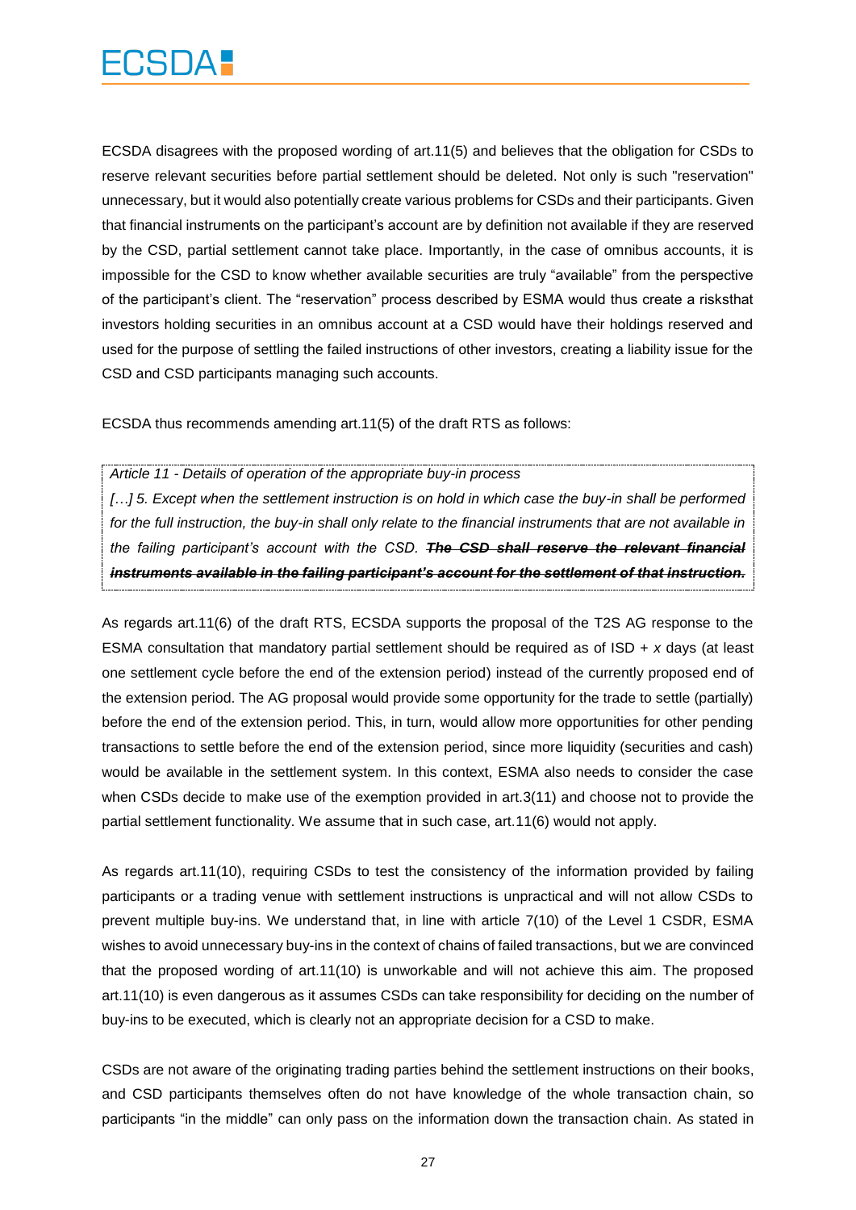ECSDA disagrees with the proposed wording of art.11(5) and believes that the obligation for CSDs to reserve relevant securities before partial settlement should be deleted. Not only is such "reservation" unnecessary, but it would also potentially create various problems for CSDs and their participants. Given that financial instruments on the participant's account are by definition not available if they are reserved by the CSD, partial settlement cannot take place. Importantly, in the case of omnibus accounts, it is impossible for the CSD to know whether available securities are truly "available" from the perspective of the participant's client. The "reservation" process described by ESMA would thus create a risksthat investors holding securities in an omnibus account at a CSD would have their holdings reserved and used for the purpose of settling the failed instructions of other investors, creating a liability issue for the CSD and CSD participants managing such accounts.

ECSDA thus recommends amending art.11(5) of the draft RTS as follows:

> *Article 11 - Details of operation of the appropriate buy-in process*
>
> *[…] 5. Except when the settlement instruction is on hold in which case the buy-in shall be performed for the full instruction, the buy-in shall only relate to the financial instruments that are not available in the failing participant's account with the CSD.* ***~~The CSD shall reserve the relevant financial instruments available in the failing participant's account for the settlement of that instruction.~~***

As regards art.11(6) of the draft RTS, ECSDA supports the proposal of the T2S AG response to the ESMA consultation that mandatory partial settlement should be required as of ISD + *x* days (at least one settlement cycle before the end of the extension period) instead of the currently proposed end of the extension period. The AG proposal would provide some opportunity for the trade to settle (partially) before the end of the extension period. This, in turn, would allow more opportunities for other pending transactions to settle before the end of the extension period, since more liquidity (securities and cash) would be available in the settlement system. In this context, ESMA also needs to consider the case when CSDs decide to make use of the exemption provided in art.3(11) and choose not to provide the partial settlement functionality. We assume that in such case, art.11(6) would not apply.

As regards art.11(10), requiring CSDs to test the consistency of the information provided by failing participants or a trading venue with settlement instructions is unpractical and will not allow CSDs to prevent multiple buy-ins. We understand that, in line with article 7(10) of the Level 1 CSDR, ESMA wishes to avoid unnecessary buy-ins in the context of chains of failed transactions, but we are convinced that the proposed wording of art.11(10) is unworkable and will not achieve this aim. The proposed art.11(10) is even dangerous as it assumes CSDs can take responsibility for deciding on the number of buy-ins to be executed, which is clearly not an appropriate decision for a CSD to make.

CSDs are not aware of the originating trading parties behind the settlement instructions on their books, and CSD participants themselves often do not have knowledge of the whole transaction chain, so participants "in the middle" can only pass on the information down the transaction chain. As stated in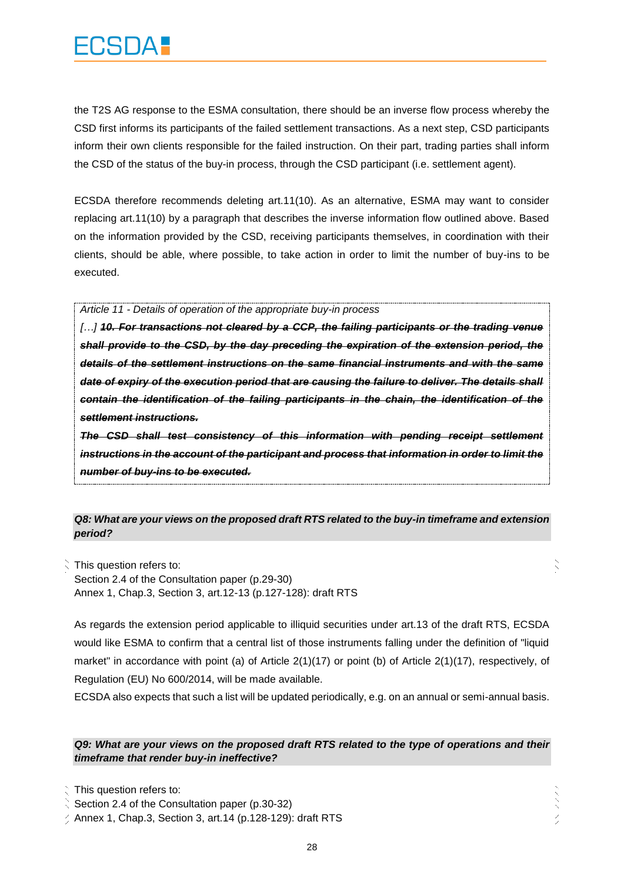the T2S AG response to the ESMA consultation, there should be an inverse flow process whereby the CSD first informs its participants of the failed settlement transactions. As a next step, CSD participants inform their own clients responsible for the failed instruction. On their part, trading parties shall inform the CSD of the status of the buy-in process, through the CSD participant (i.e. settlement agent).

ECSDA therefore recommends deleting art.11(10). As an alternative, ESMA may want to consider replacing art.11(10) by a paragraph that describes the inverse information flow outlined above. Based on the information provided by the CSD, receiving participants themselves, in coordination with their clients, should be able, where possible, to take action in order to limit the number of buy-ins to be executed.

> *Article 11 - Details of operation of the appropriate buy-in process*
>
> *[…]* ***~~10. For transactions not cleared by a CCP, the failing participants or the trading venue shall provide to the CSD, by the day preceding the expiration of the extension period, the details of the settlement instructions on the same financial instruments and with the same date of expiry of the execution period that are causing the failure to deliver. The details shall contain the identification of the failing participants in the chain, the identification of the settlement instructions.~~***
>
> ***~~The CSD shall test consistency of this information with pending receipt settlement instructions in the account of the participant and process that information in order to limit the number of buy-ins to be executed.~~***

***Q8: What are your views on the proposed draft RTS related to the buy-in timeframe and extension period?***

This question refers to:
Section 2.4 of the Consultation paper (p.29-30)
Annex 1, Chap.3, Section 3, art.12-13 (p.127-128): draft RTS

As regards the extension period applicable to illiquid securities under art.13 of the draft RTS, ECSDA would like ESMA to confirm that a central list of those instruments falling under the definition of "liquid market" in accordance with point (a) of Article 2(1)(17) or point (b) of Article 2(1)(17), respectively, of Regulation (EU) No 600/2014, will be made available.

ECSDA also expects that such a list will be updated periodically, e.g. on an annual or semi-annual basis.

***Q9: What are your views on the proposed draft RTS related to the type of operations and their timeframe that render buy-in ineffective?***

This question refers to:
Section 2.4 of the Consultation paper (p.30-32)
Annex 1, Chap.3, Section 3, art.14 (p.128-129): draft RTS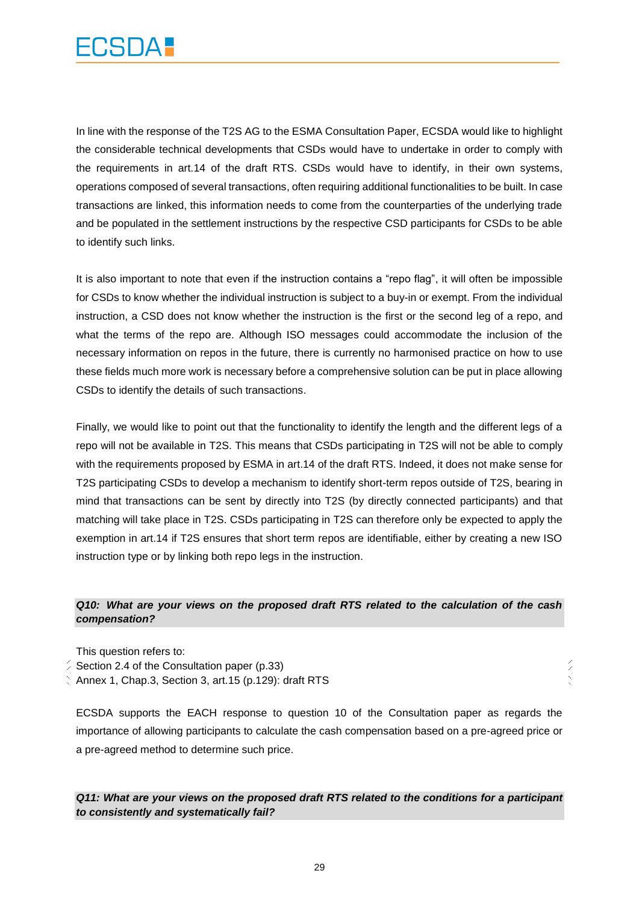In line with the response of the T2S AG to the ESMA Consultation Paper, ECSDA would like to highlight the considerable technical developments that CSDs would have to undertake in order to comply with the requirements in art.14 of the draft RTS. CSDs would have to identify, in their own systems, operations composed of several transactions, often requiring additional functionalities to be built. In case transactions are linked, this information needs to come from the counterparties of the underlying trade and be populated in the settlement instructions by the respective CSD participants for CSDs to be able to identify such links.

It is also important to note that even if the instruction contains a "repo flag", it will often be impossible for CSDs to know whether the individual instruction is subject to a buy-in or exempt. From the individual instruction, a CSD does not know whether the instruction is the first or the second leg of a repo, and what the terms of the repo are. Although ISO messages could accommodate the inclusion of the necessary information on repos in the future, there is currently no harmonised practice on how to use these fields much more work is necessary before a comprehensive solution can be put in place allowing CSDs to identify the details of such transactions.

Finally, we would like to point out that the functionality to identify the length and the different legs of a repo will not be available in T2S. This means that CSDs participating in T2S will not be able to comply with the requirements proposed by ESMA in art.14 of the draft RTS. Indeed, it does not make sense for T2S participating CSDs to develop a mechanism to identify short-term repos outside of T2S, bearing in mind that transactions can be sent by directly into T2S (by directly connected participants) and that matching will take place in T2S. CSDs participating in T2S can therefore only be expected to apply the exemption in art.14 if T2S ensures that short term repos are identifiable, either by creating a new ISO instruction type or by linking both repo legs in the instruction.

***Q10: What are your views on the proposed draft RTS related to the calculation of the cash compensation?***

This question refers to:
- Section 2.4 of the Consultation paper (p.33)
- Annex 1, Chap.3, Section 3, art.15 (p.129): draft RTS

ECSDA supports the EACH response to question 10 of the Consultation paper as regards the importance of allowing participants to calculate the cash compensation based on a pre-agreed price or a pre-agreed method to determine such price.

***Q11: What are your views on the proposed draft RTS related to the conditions for a participant to consistently and systematically fail?***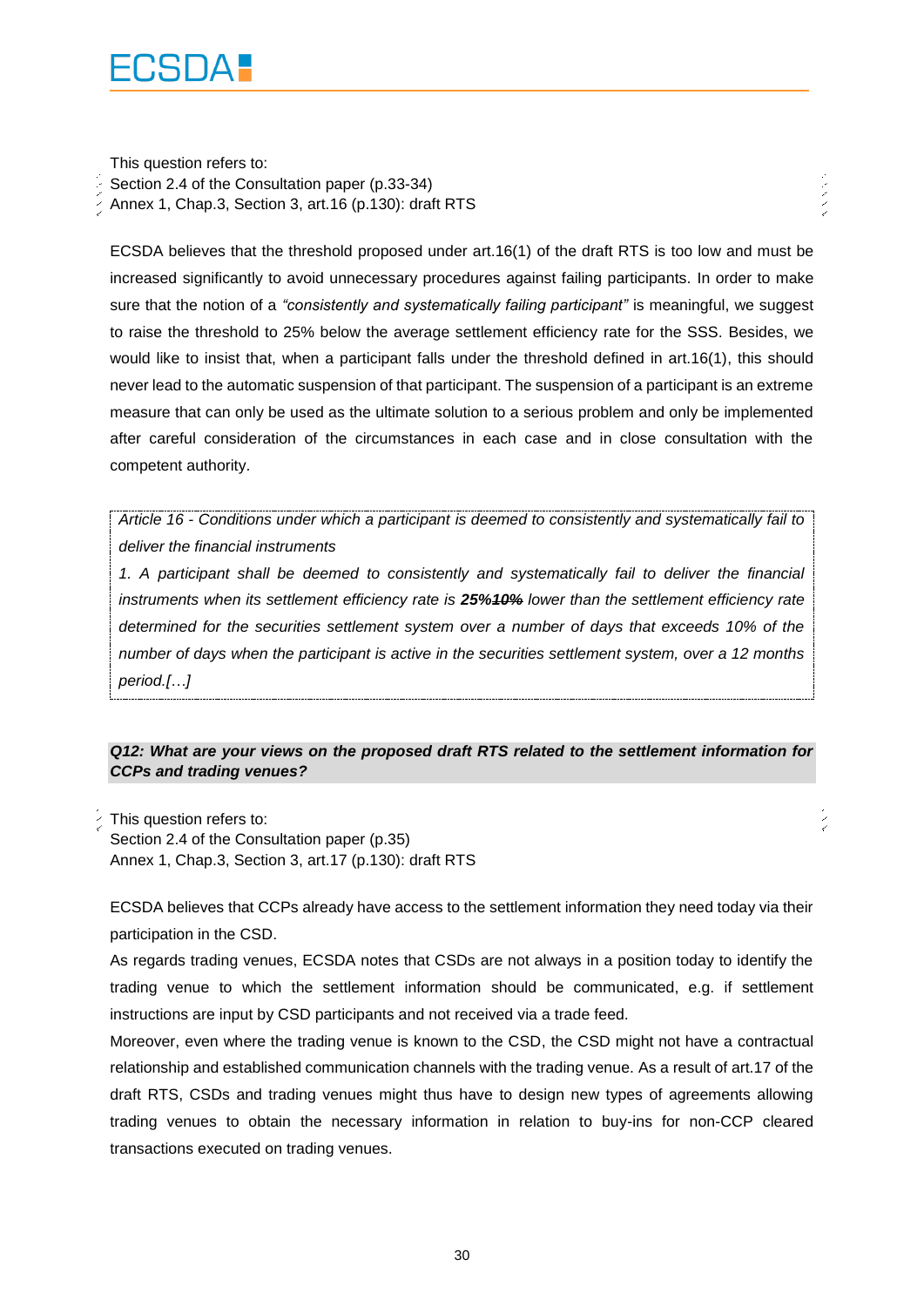This question refers to:
Section 2.4 of the Consultation paper (p.33-34)
Annex 1, Chap.3, Section 3, art.16 (p.130): draft RTS

ECSDA believes that the threshold proposed under art.16(1) of the draft RTS is too low and must be increased significantly to avoid unnecessary procedures against failing participants. In order to make sure that the notion of a *"consistently and systematically failing participant"* is meaningful, we suggest to raise the threshold to 25% below the average settlement efficiency rate for the SSS. Besides, we would like to insist that, when a participant falls under the threshold defined in art.16(1), this should never lead to the automatic suspension of that participant. The suspension of a participant is an extreme measure that can only be used as the ultimate solution to a serious problem and only be implemented after careful consideration of the circumstances in each case and in close consultation with the competent authority.

> *Article 16 - Conditions under which a participant is deemed to consistently and systematically fail to deliver the financial instruments*
>
> *1. A participant shall be deemed to consistently and systematically fail to deliver the financial instruments when its settlement efficiency rate is **25%**~~**10%**~~ lower than the settlement efficiency rate determined for the securities settlement system over a number of days that exceeds 10% of the number of days when the participant is active in the securities settlement system, over a 12 months period.[…]*

**Q12: What are your views on the proposed draft RTS related to the settlement information for CCPs and trading venues?**

This question refers to:
Section 2.4 of the Consultation paper (p.35)
Annex 1, Chap.3, Section 3, art.17 (p.130): draft RTS

ECSDA believes that CCPs already have access to the settlement information they need today via their participation in the CSD.

As regards trading venues, ECSDA notes that CSDs are not always in a position today to identify the trading venue to which the settlement information should be communicated, e.g. if settlement instructions are input by CSD participants and not received via a trade feed.

Moreover, even where the trading venue is known to the CSD, the CSD might not have a contractual relationship and established communication channels with the trading venue. As a result of art.17 of the draft RTS, CSDs and trading venues might thus have to design new types of agreements allowing trading venues to obtain the necessary information in relation to buy-ins for non-CCP cleared transactions executed on trading venues.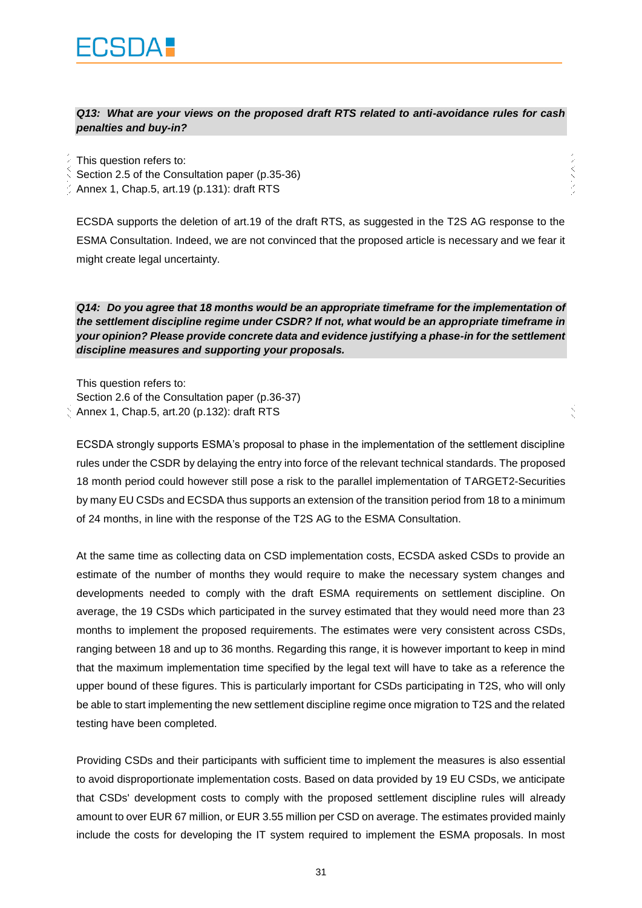***Q13: What are your views on the proposed draft RTS related to anti-avoidance rules for cash penalties and buy-in?***

This question refers to:
Section 2.5 of the Consultation paper (p.35-36)
Annex 1, Chap.5, art.19 (p.131): draft RTS

ECSDA supports the deletion of art.19 of the draft RTS, as suggested in the T2S AG response to the ESMA Consultation. Indeed, we are not convinced that the proposed article is necessary and we fear it might create legal uncertainty.

***Q14: Do you agree that 18 months would be an appropriate timeframe for the implementation of the settlement discipline regime under CSDR? If not, what would be an appropriate timeframe in your opinion? Please provide concrete data and evidence justifying a phase-in for the settlement discipline measures and supporting your proposals.***

This question refers to:
Section 2.6 of the Consultation paper (p.36-37)
Annex 1, Chap.5, art.20 (p.132): draft RTS

ECSDA strongly supports ESMA's proposal to phase in the implementation of the settlement discipline rules under the CSDR by delaying the entry into force of the relevant technical standards. The proposed 18 month period could however still pose a risk to the parallel implementation of TARGET2-Securities by many EU CSDs and ECSDA thus supports an extension of the transition period from 18 to a minimum of 24 months, in line with the response of the T2S AG to the ESMA Consultation.

At the same time as collecting data on CSD implementation costs, ECSDA asked CSDs to provide an estimate of the number of months they would require to make the necessary system changes and developments needed to comply with the draft ESMA requirements on settlement discipline. On average, the 19 CSDs which participated in the survey estimated that they would need more than 23 months to implement the proposed requirements. The estimates were very consistent across CSDs, ranging between 18 and up to 36 months. Regarding this range, it is however important to keep in mind that the maximum implementation time specified by the legal text will have to take as a reference the upper bound of these figures. This is particularly important for CSDs participating in T2S, who will only be able to start implementing the new settlement discipline regime once migration to T2S and the related testing have been completed.

Providing CSDs and their participants with sufficient time to implement the measures is also essential to avoid disproportionate implementation costs. Based on data provided by 19 EU CSDs, we anticipate that CSDs' development costs to comply with the proposed settlement discipline rules will already amount to over EUR 67 million, or EUR 3.55 million per CSD on average. The estimates provided mainly include the costs for developing the IT system required to implement the ESMA proposals. In most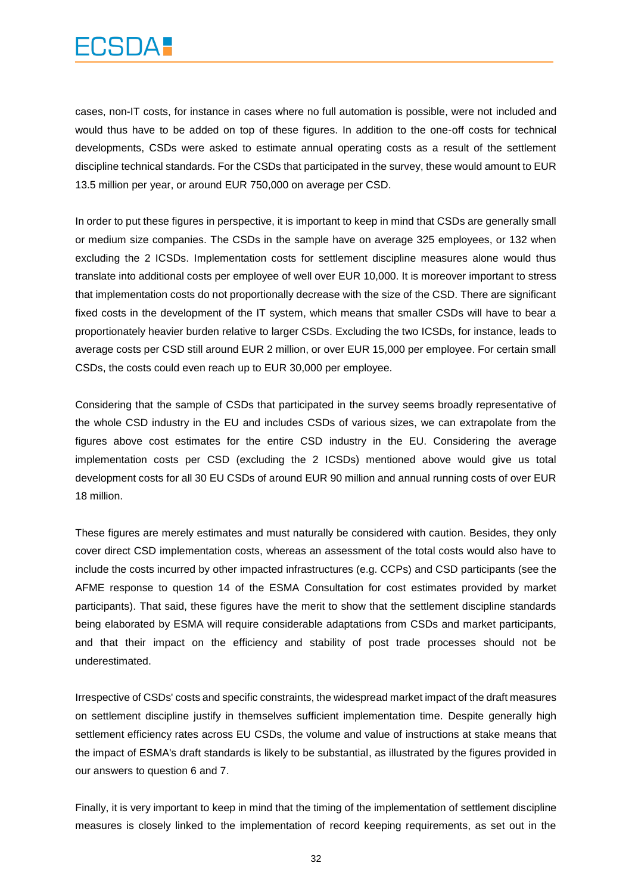cases, non-IT costs, for instance in cases where no full automation is possible, were not included and would thus have to be added on top of these figures. In addition to the one-off costs for technical developments, CSDs were asked to estimate annual operating costs as a result of the settlement discipline technical standards. For the CSDs that participated in the survey, these would amount to EUR 13.5 million per year, or around EUR 750,000 on average per CSD.

In order to put these figures in perspective, it is important to keep in mind that CSDs are generally small or medium size companies. The CSDs in the sample have on average 325 employees, or 132 when excluding the 2 ICSDs. Implementation costs for settlement discipline measures alone would thus translate into additional costs per employee of well over EUR 10,000. It is moreover important to stress that implementation costs do not proportionally decrease with the size of the CSD. There are significant fixed costs in the development of the IT system, which means that smaller CSDs will have to bear a proportionately heavier burden relative to larger CSDs. Excluding the two ICSDs, for instance, leads to average costs per CSD still around EUR 2 million, or over EUR 15,000 per employee. For certain small CSDs, the costs could even reach up to EUR 30,000 per employee.

Considering that the sample of CSDs that participated in the survey seems broadly representative of the whole CSD industry in the EU and includes CSDs of various sizes, we can extrapolate from the figures above cost estimates for the entire CSD industry in the EU. Considering the average implementation costs per CSD (excluding the 2 ICSDs) mentioned above would give us total development costs for all 30 EU CSDs of around EUR 90 million and annual running costs of over EUR 18 million.

These figures are merely estimates and must naturally be considered with caution. Besides, they only cover direct CSD implementation costs, whereas an assessment of the total costs would also have to include the costs incurred by other impacted infrastructures (e.g. CCPs) and CSD participants (see the AFME response to question 14 of the ESMA Consultation for cost estimates provided by market participants). That said, these figures have the merit to show that the settlement discipline standards being elaborated by ESMA will require considerable adaptations from CSDs and market participants, and that their impact on the efficiency and stability of post trade processes should not be underestimated.

Irrespective of CSDs' costs and specific constraints, the widespread market impact of the draft measures on settlement discipline justify in themselves sufficient implementation time. Despite generally high settlement efficiency rates across EU CSDs, the volume and value of instructions at stake means that the impact of ESMA's draft standards is likely to be substantial, as illustrated by the figures provided in our answers to question 6 and 7.

Finally, it is very important to keep in mind that the timing of the implementation of settlement discipline measures is closely linked to the implementation of record keeping requirements, as set out in the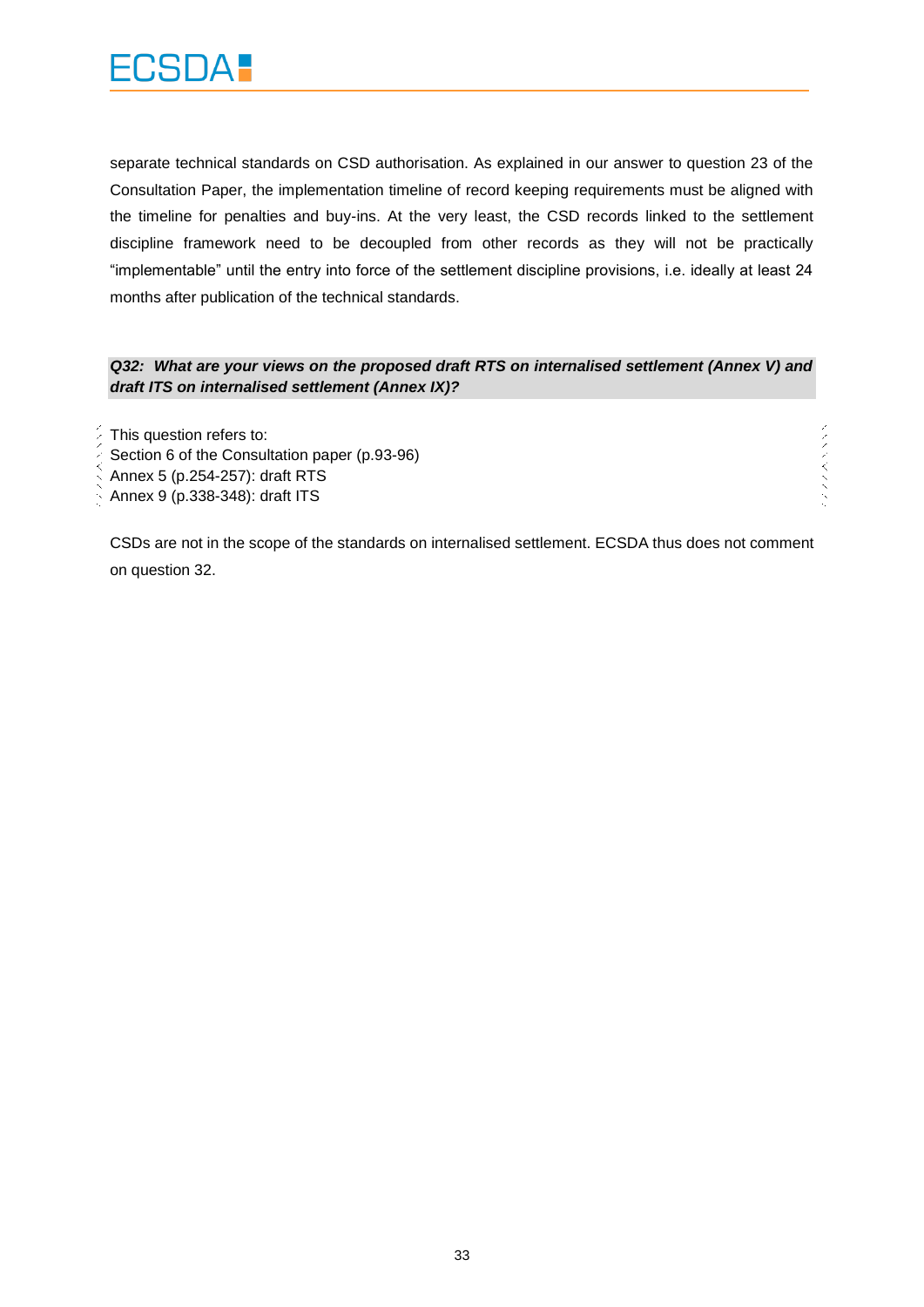separate technical standards on CSD authorisation. As explained in our answer to question 23 of the Consultation Paper, the implementation timeline of record keeping requirements must be aligned with the timeline for penalties and buy-ins. At the very least, the CSD records linked to the settlement discipline framework need to be decoupled from other records as they will not be practically "implementable" until the entry into force of the settlement discipline provisions, i.e. ideally at least 24 months after publication of the technical standards.

***Q32: What are your views on the proposed draft RTS on internalised settlement (Annex V) and draft ITS on internalised settlement (Annex IX)?***

This question refers to:
Section 6 of the Consultation paper (p.93-96)
Annex 5 (p.254-257): draft RTS
Annex 9 (p.338-348): draft ITS

CSDs are not in the scope of the standards on internalised settlement. ECSDA thus does not comment on question 32.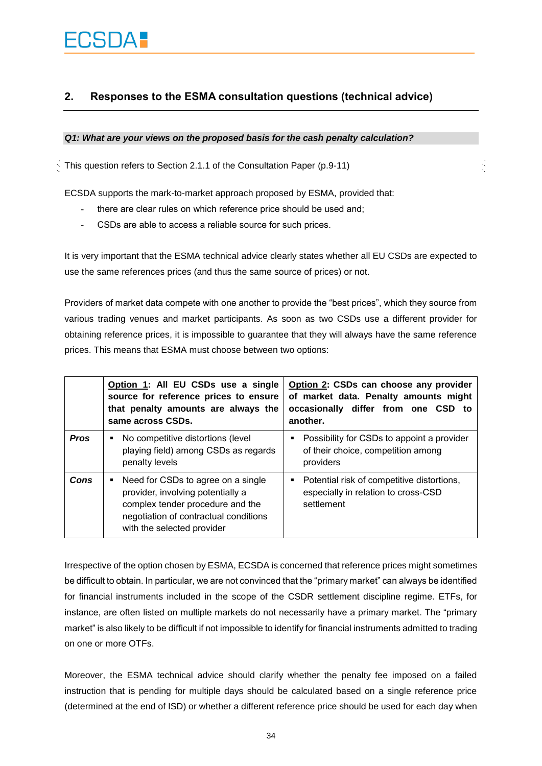## 2. Responses to the ESMA consultation questions (technical advice)

***Q1: What are your views on the proposed basis for the cash penalty calculation?***

This question refers to Section 2.1.1 of the Consultation Paper (p.9-11)

ECSDA supports the mark-to-market approach proposed by ESMA, provided that:

- there are clear rules on which reference price should be used and;
- CSDs are able to access a reliable source for such prices.

It is very important that the ESMA technical advice clearly states whether all EU CSDs are expected to use the same references prices (and thus the same source of prices) or not.

Providers of market data compete with one another to provide the "best prices", which they source from various trading venues and market participants. As soon as two CSDs use a different provider for obtaining reference prices, it is impossible to guarantee that they will always have the same reference prices. This means that ESMA must choose between two options:

| | **<u>Option 1</u>: All EU CSDs use a single source for reference prices to ensure that penalty amounts are always the same across CSDs.** | **<u>Option 2</u>: CSDs can choose any provider of market data. Penalty amounts might occasionally differ from one CSD to another.** |
|---|---|---|
| ***Pros*** | ▪ No competitive distortions (level playing field) among CSDs as regards penalty levels | ▪ Possibility for CSDs to appoint a provider of their choice, competition among providers |
| ***Cons*** | ▪ Need for CSDs to agree on a single provider, involving potentially a complex tender procedure and the negotiation of contractual conditions with the selected provider | ▪ Potential risk of competitive distortions, especially in relation to cross-CSD settlement |

Irrespective of the option chosen by ESMA, ECSDA is concerned that reference prices might sometimes be difficult to obtain. In particular, we are not convinced that the "primary market" can always be identified for financial instruments included in the scope of the CSDR settlement discipline regime. ETFs, for instance, are often listed on multiple markets do not necessarily have a primary market. The "primary market" is also likely to be difficult if not impossible to identify for financial instruments admitted to trading on one or more OTFs.

Moreover, the ESMA technical advice should clarify whether the penalty fee imposed on a failed instruction that is pending for multiple days should be calculated based on a single reference price (determined at the end of ISD) or whether a different reference price should be used for each day when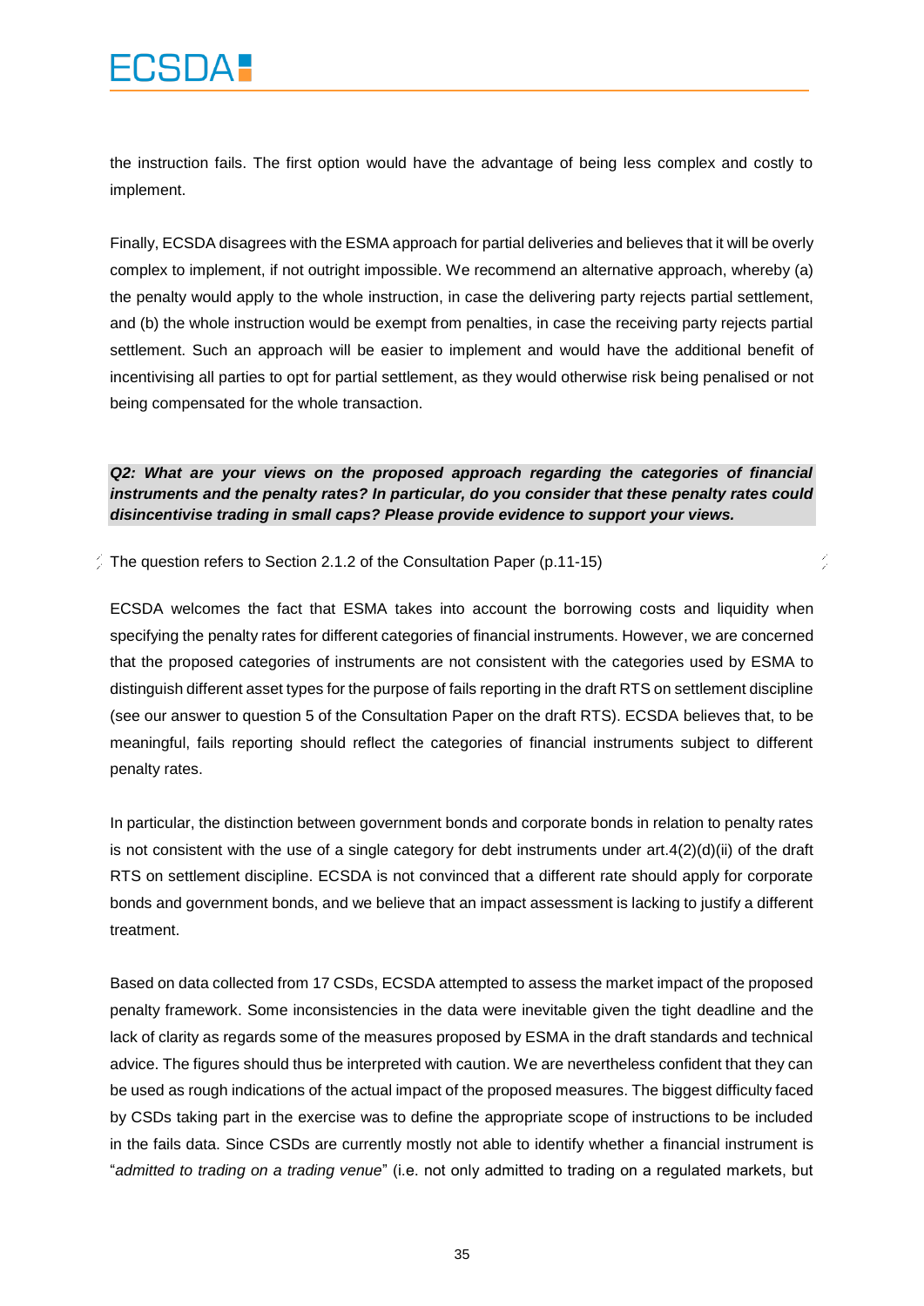the instruction fails. The first option would have the advantage of being less complex and costly to implement.

Finally, ECSDA disagrees with the ESMA approach for partial deliveries and believes that it will be overly complex to implement, if not outright impossible. We recommend an alternative approach, whereby (a) the penalty would apply to the whole instruction, in case the delivering party rejects partial settlement, and (b) the whole instruction would be exempt from penalties, in case the receiving party rejects partial settlement. Such an approach will be easier to implement and would have the additional benefit of incentivising all parties to opt for partial settlement, as they would otherwise risk being penalised or not being compensated for the whole transaction.

***Q2: What are your views on the proposed approach regarding the categories of financial instruments and the penalty rates? In particular, do you consider that these penalty rates could disincentivise trading in small caps? Please provide evidence to support your views.***

The question refers to Section 2.1.2 of the Consultation Paper (p.11-15)

ECSDA welcomes the fact that ESMA takes into account the borrowing costs and liquidity when specifying the penalty rates for different categories of financial instruments. However, we are concerned that the proposed categories of instruments are not consistent with the categories used by ESMA to distinguish different asset types for the purpose of fails reporting in the draft RTS on settlement discipline (see our answer to question 5 of the Consultation Paper on the draft RTS). ECSDA believes that, to be meaningful, fails reporting should reflect the categories of financial instruments subject to different penalty rates.

In particular, the distinction between government bonds and corporate bonds in relation to penalty rates is not consistent with the use of a single category for debt instruments under art.4(2)(d)(ii) of the draft RTS on settlement discipline. ECSDA is not convinced that a different rate should apply for corporate bonds and government bonds, and we believe that an impact assessment is lacking to justify a different treatment.

Based on data collected from 17 CSDs, ECSDA attempted to assess the market impact of the proposed penalty framework. Some inconsistencies in the data were inevitable given the tight deadline and the lack of clarity as regards some of the measures proposed by ESMA in the draft standards and technical advice. The figures should thus be interpreted with caution. We are nevertheless confident that they can be used as rough indications of the actual impact of the proposed measures. The biggest difficulty faced by CSDs taking part in the exercise was to define the appropriate scope of instructions to be included in the fails data. Since CSDs are currently mostly not able to identify whether a financial instrument is "*admitted to trading on a trading venue*" (i.e. not only admitted to trading on a regulated markets, but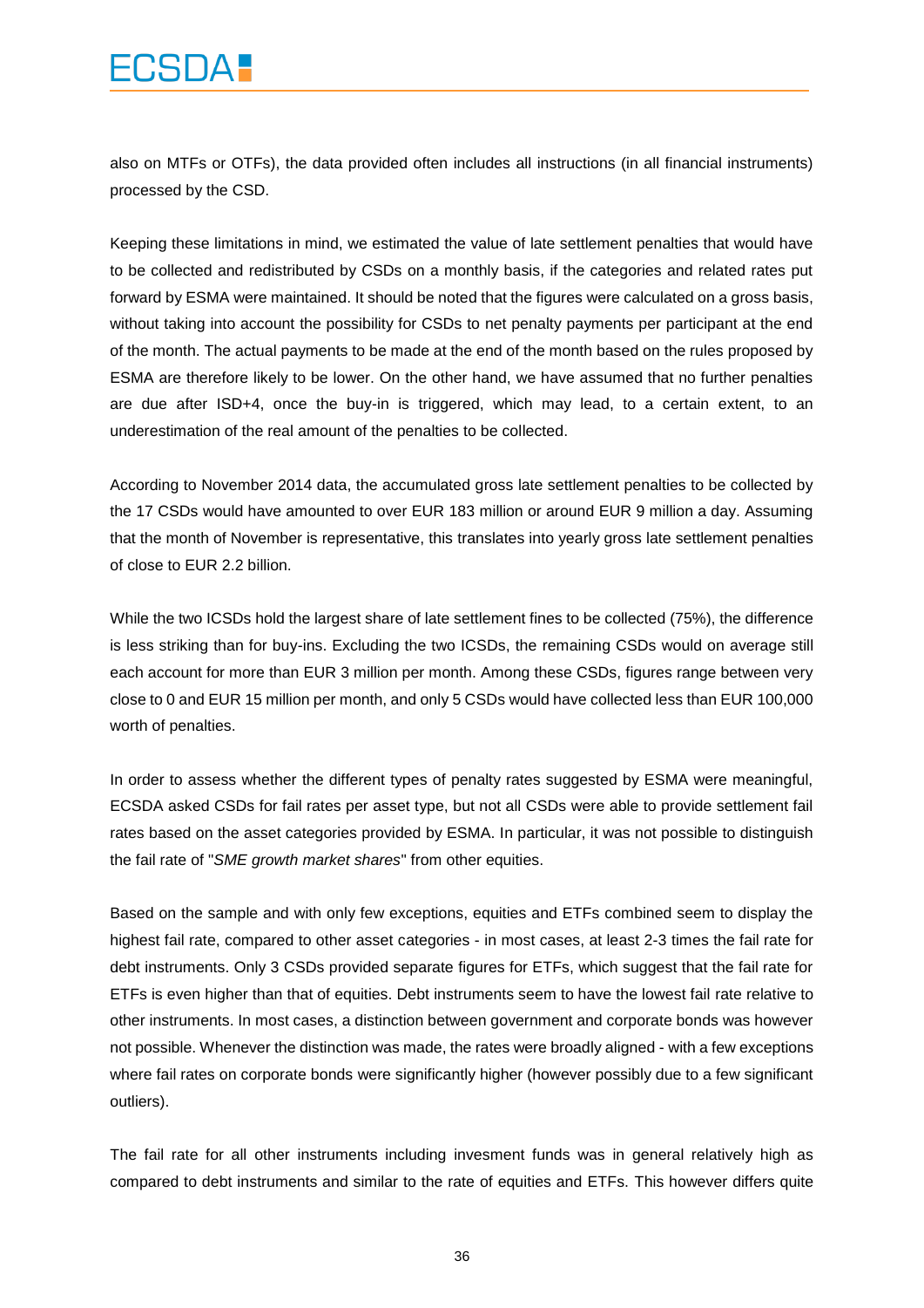also on MTFs or OTFs), the data provided often includes all instructions (in all financial instruments) processed by the CSD.

Keeping these limitations in mind, we estimated the value of late settlement penalties that would have to be collected and redistributed by CSDs on a monthly basis, if the categories and related rates put forward by ESMA were maintained. It should be noted that the figures were calculated on a gross basis, without taking into account the possibility for CSDs to net penalty payments per participant at the end of the month. The actual payments to be made at the end of the month based on the rules proposed by ESMA are therefore likely to be lower. On the other hand, we have assumed that no further penalties are due after ISD+4, once the buy-in is triggered, which may lead, to a certain extent, to an underestimation of the real amount of the penalties to be collected.

According to November 2014 data, the accumulated gross late settlement penalties to be collected by the 17 CSDs would have amounted to over EUR 183 million or around EUR 9 million a day. Assuming that the month of November is representative, this translates into yearly gross late settlement penalties of close to EUR 2.2 billion.

While the two ICSDs hold the largest share of late settlement fines to be collected (75%), the difference is less striking than for buy-ins. Excluding the two ICSDs, the remaining CSDs would on average still each account for more than EUR 3 million per month. Among these CSDs, figures range between very close to 0 and EUR 15 million per month, and only 5 CSDs would have collected less than EUR 100,000 worth of penalties.

In order to assess whether the different types of penalty rates suggested by ESMA were meaningful, ECSDA asked CSDs for fail rates per asset type, but not all CSDs were able to provide settlement fail rates based on the asset categories provided by ESMA. In particular, it was not possible to distinguish the fail rate of "*SME growth market shares*" from other equities.

Based on the sample and with only few exceptions, equities and ETFs combined seem to display the highest fail rate, compared to other asset categories - in most cases, at least 2-3 times the fail rate for debt instruments. Only 3 CSDs provided separate figures for ETFs, which suggest that the fail rate for ETFs is even higher than that of equities. Debt instruments seem to have the lowest fail rate relative to other instruments. In most cases, a distinction between government and corporate bonds was however not possible. Whenever the distinction was made, the rates were broadly aligned - with a few exceptions where fail rates on corporate bonds were significantly higher (however possibly due to a few significant outliers).

The fail rate for all other instruments including invesment funds was in general relatively high as compared to debt instruments and similar to the rate of equities and ETFs. This however differs quite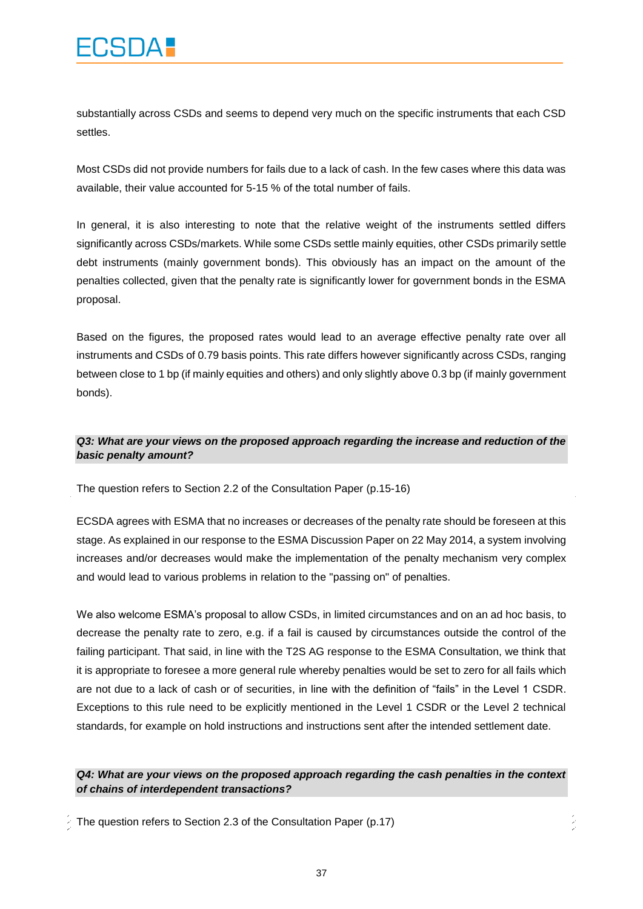substantially across CSDs and seems to depend very much on the specific instruments that each CSD settles.

Most CSDs did not provide numbers for fails due to a lack of cash. In the few cases where this data was available, their value accounted for 5-15 % of the total number of fails.

In general, it is also interesting to note that the relative weight of the instruments settled differs significantly across CSDs/markets. While some CSDs settle mainly equities, other CSDs primarily settle debt instruments (mainly government bonds). This obviously has an impact on the amount of the penalties collected, given that the penalty rate is significantly lower for government bonds in the ESMA proposal.

Based on the figures, the proposed rates would lead to an average effective penalty rate over all instruments and CSDs of 0.79 basis points. This rate differs however significantly across CSDs, ranging between close to 1 bp (if mainly equities and others) and only slightly above 0.3 bp (if mainly government bonds).

***Q3: What are your views on the proposed approach regarding the increase and reduction of the basic penalty amount?***

The question refers to Section 2.2 of the Consultation Paper (p.15-16)

ECSDA agrees with ESMA that no increases or decreases of the penalty rate should be foreseen at this stage. As explained in our response to the ESMA Discussion Paper on 22 May 2014, a system involving increases and/or decreases would make the implementation of the penalty mechanism very complex and would lead to various problems in relation to the "passing on" of penalties.

We also welcome ESMA's proposal to allow CSDs, in limited circumstances and on an ad hoc basis, to decrease the penalty rate to zero, e.g. if a fail is caused by circumstances outside the control of the failing participant. That said, in line with the T2S AG response to the ESMA Consultation, we think that it is appropriate to foresee a more general rule whereby penalties would be set to zero for all fails which are not due to a lack of cash or of securities, in line with the definition of "fails" in the Level 1 CSDR. Exceptions to this rule need to be explicitly mentioned in the Level 1 CSDR or the Level 2 technical standards, for example on hold instructions and instructions sent after the intended settlement date.

***Q4: What are your views on the proposed approach regarding the cash penalties in the context of chains of interdependent transactions?***

The question refers to Section 2.3 of the Consultation Paper (p.17)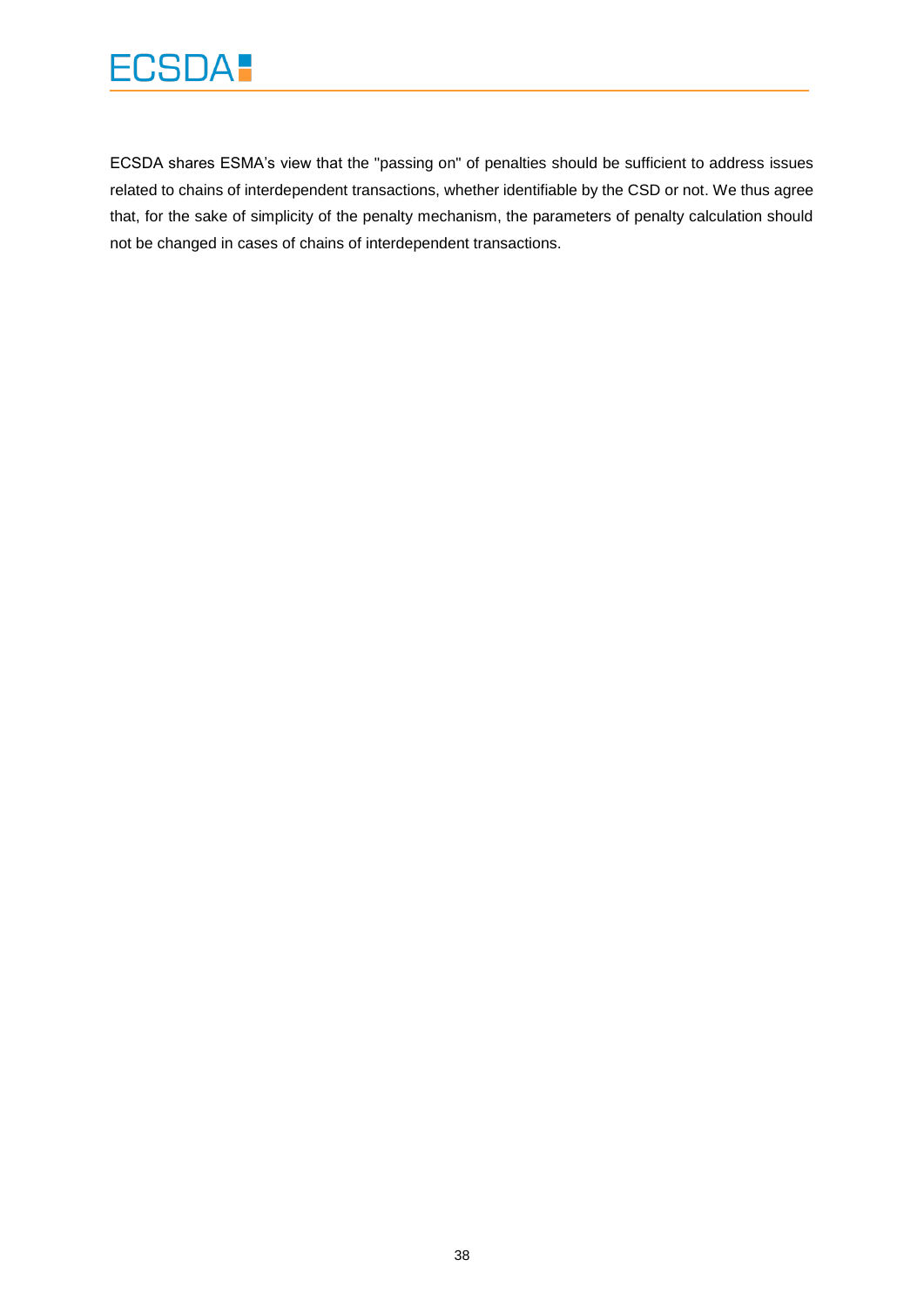ECSDA shares ESMA's view that the "passing on" of penalties should be sufficient to address issues related to chains of interdependent transactions, whether identifiable by the CSD or not. We thus agree that, for the sake of simplicity of the penalty mechanism, the parameters of penalty calculation should not be changed in cases of chains of interdependent transactions.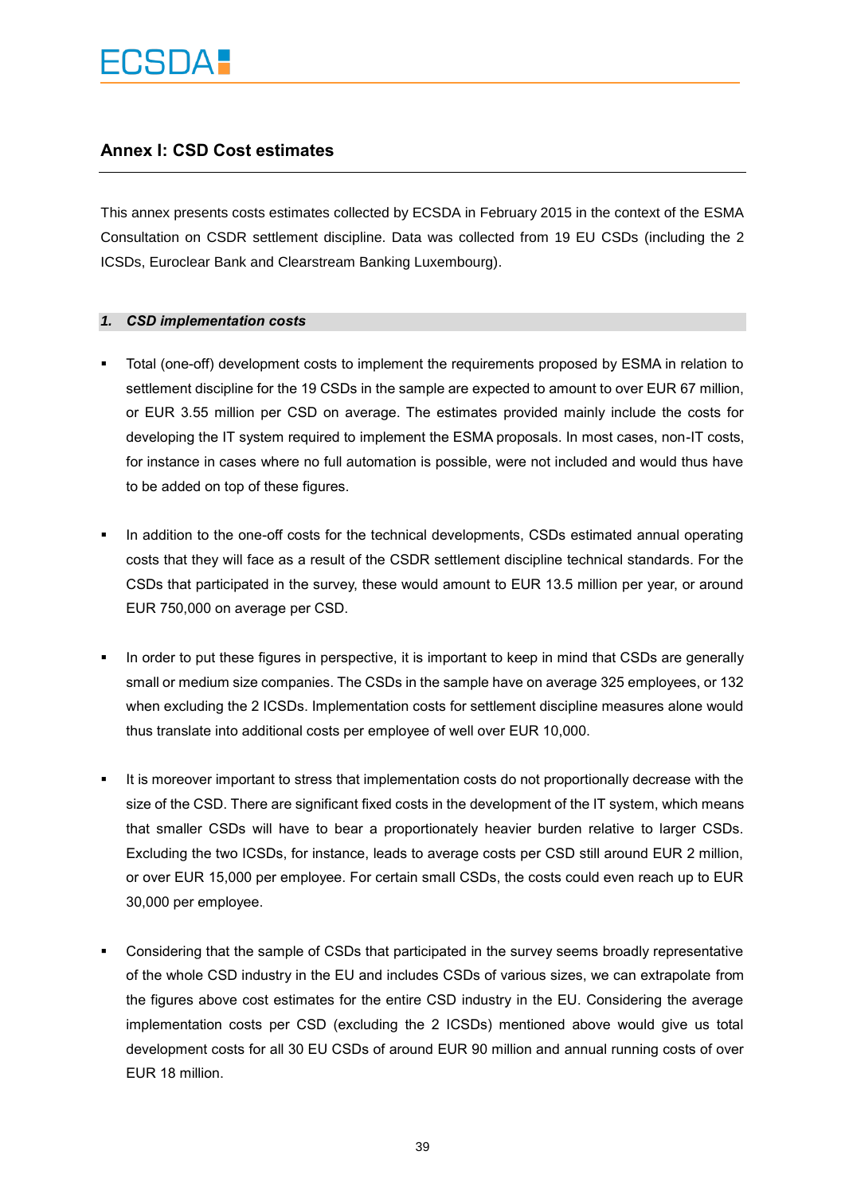## Annex I: CSD Cost estimates

This annex presents costs estimates collected by ECSDA in February 2015 in the context of the ESMA Consultation on CSDR settlement discipline. Data was collected from 19 EU CSDs (including the 2 ICSDs, Euroclear Bank and Clearstream Banking Luxembourg).

### *1. CSD implementation costs*

- Total (one-off) development costs to implement the requirements proposed by ESMA in relation to settlement discipline for the 19 CSDs in the sample are expected to amount to over EUR 67 million, or EUR 3.55 million per CSD on average. The estimates provided mainly include the costs for developing the IT system required to implement the ESMA proposals. In most cases, non-IT costs, for instance in cases where no full automation is possible, were not included and would thus have to be added on top of these figures.

- In addition to the one-off costs for the technical developments, CSDs estimated annual operating costs that they will face as a result of the CSDR settlement discipline technical standards. For the CSDs that participated in the survey, these would amount to EUR 13.5 million per year, or around EUR 750,000 on average per CSD.

- In order to put these figures in perspective, it is important to keep in mind that CSDs are generally small or medium size companies. The CSDs in the sample have on average 325 employees, or 132 when excluding the 2 ICSDs. Implementation costs for settlement discipline measures alone would thus translate into additional costs per employee of well over EUR 10,000.

- It is moreover important to stress that implementation costs do not proportionally decrease with the size of the CSD. There are significant fixed costs in the development of the IT system, which means that smaller CSDs will have to bear a proportionately heavier burden relative to larger CSDs. Excluding the two ICSDs, for instance, leads to average costs per CSD still around EUR 2 million, or over EUR 15,000 per employee. For certain small CSDs, the costs could even reach up to EUR 30,000 per employee.

- Considering that the sample of CSDs that participated in the survey seems broadly representative of the whole CSD industry in the EU and includes CSDs of various sizes, we can extrapolate from the figures above cost estimates for the entire CSD industry in the EU. Considering the average implementation costs per CSD (excluding the 2 ICSDs) mentioned above would give us total development costs for all 30 EU CSDs of around EUR 90 million and annual running costs of over EUR 18 million.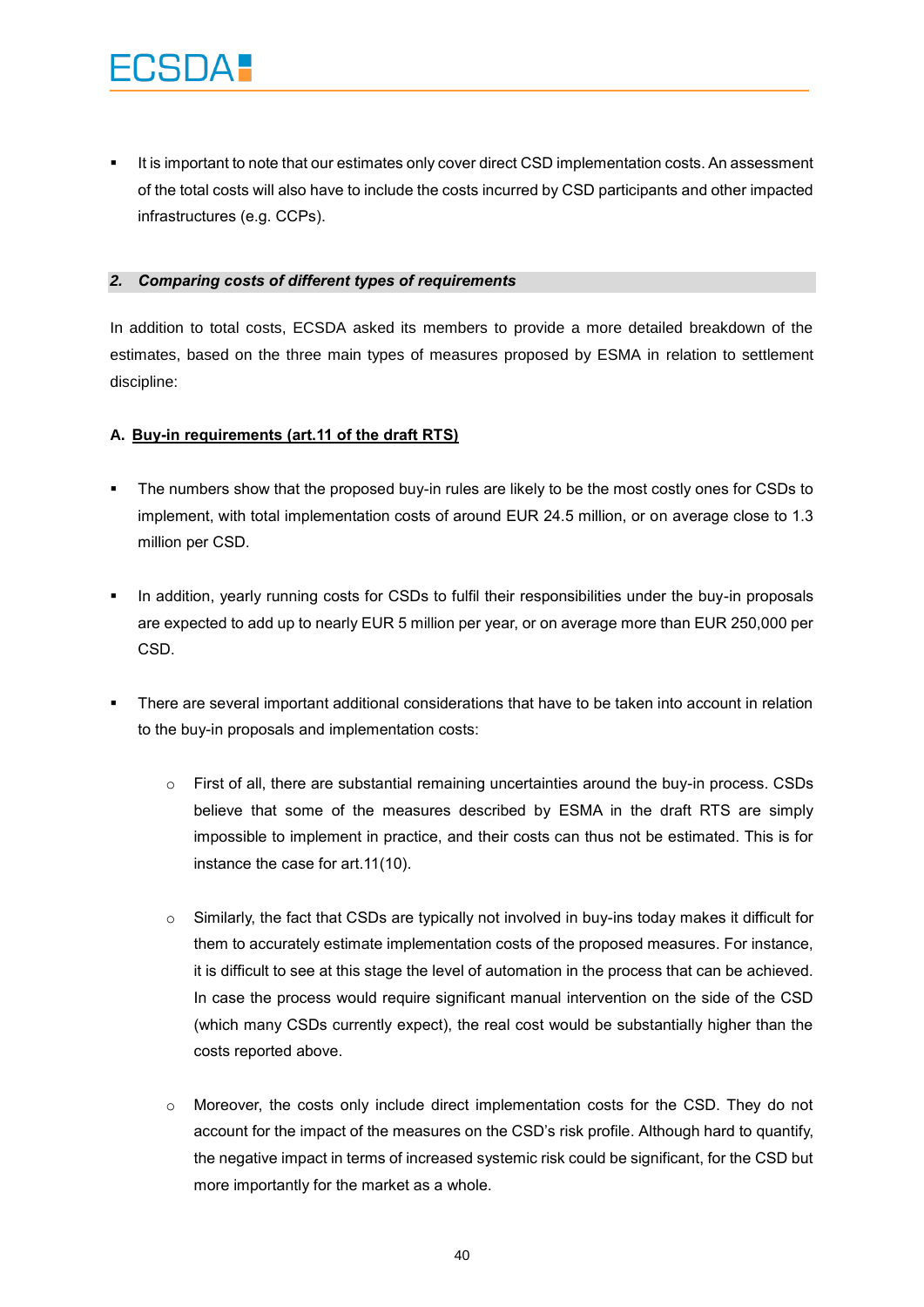- It is important to note that our estimates only cover direct CSD implementation costs. An assessment of the total costs will also have to include the costs incurred by CSD participants and other impacted infrastructures (e.g. CCPs).

## *2. Comparing costs of different types of requirements*

In addition to total costs, ECSDA asked its members to provide a more detailed breakdown of the estimates, based on the three main types of measures proposed by ESMA in relation to settlement discipline:

### A. <u>Buy-in requirements (art.11 of the draft RTS)</u>

- The numbers show that the proposed buy-in rules are likely to be the most costly ones for CSDs to implement, with total implementation costs of around EUR 24.5 million, or on average close to 1.3 million per CSD.

- In addition, yearly running costs for CSDs to fulfil their responsibilities under the buy-in proposals are expected to add up to nearly EUR 5 million per year, or on average more than EUR 250,000 per CSD.

- There are several important additional considerations that have to be taken into account in relation to the buy-in proposals and implementation costs:

  - First of all, there are substantial remaining uncertainties around the buy-in process. CSDs believe that some of the measures described by ESMA in the draft RTS are simply impossible to implement in practice, and their costs can thus not be estimated. This is for instance the case for art.11(10).

  - Similarly, the fact that CSDs are typically not involved in buy-ins today makes it difficult for them to accurately estimate implementation costs of the proposed measures. For instance, it is difficult to see at this stage the level of automation in the process that can be achieved. In case the process would require significant manual intervention on the side of the CSD (which many CSDs currently expect), the real cost would be substantially higher than the costs reported above.

  - Moreover, the costs only include direct implementation costs for the CSD. They do not account for the impact of the measures on the CSD's risk profile. Although hard to quantify, the negative impact in terms of increased systemic risk could be significant, for the CSD but more importantly for the market as a whole.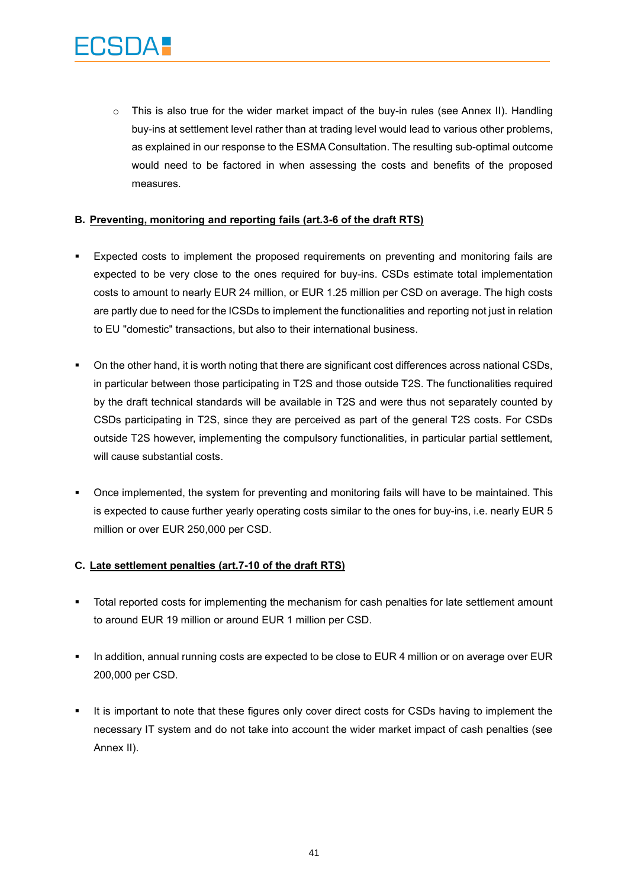- This is also true for the wider market impact of the buy-in rules (see Annex II). Handling buy-ins at settlement level rather than at trading level would lead to various other problems, as explained in our response to the ESMA Consultation. The resulting sub-optimal outcome would need to be factored in when assessing the costs and benefits of the proposed measures.

**B. <u>Preventing, monitoring and reporting fails (art.3-6 of the draft RTS)</u>**

- Expected costs to implement the proposed requirements on preventing and monitoring fails are expected to be very close to the ones required for buy-ins. CSDs estimate total implementation costs to amount to nearly EUR 24 million, or EUR 1.25 million per CSD on average. The high costs are partly due to need for the ICSDs to implement the functionalities and reporting not just in relation to EU "domestic" transactions, but also to their international business.

- On the other hand, it is worth noting that there are significant cost differences across national CSDs, in particular between those participating in T2S and those outside T2S. The functionalities required by the draft technical standards will be available in T2S and were thus not separately counted by CSDs participating in T2S, since they are perceived as part of the general T2S costs. For CSDs outside T2S however, implementing the compulsory functionalities, in particular partial settlement, will cause substantial costs.

- Once implemented, the system for preventing and monitoring fails will have to be maintained. This is expected to cause further yearly operating costs similar to the ones for buy-ins, i.e. nearly EUR 5 million or over EUR 250,000 per CSD.

**C. <u>Late settlement penalties (art.7-10 of the draft RTS)</u>**

- Total reported costs for implementing the mechanism for cash penalties for late settlement amount to around EUR 19 million or around EUR 1 million per CSD.

- In addition, annual running costs are expected to be close to EUR 4 million or on average over EUR 200,000 per CSD.

- It is important to note that these figures only cover direct costs for CSDs having to implement the necessary IT system and do not take into account the wider market impact of cash penalties (see Annex II).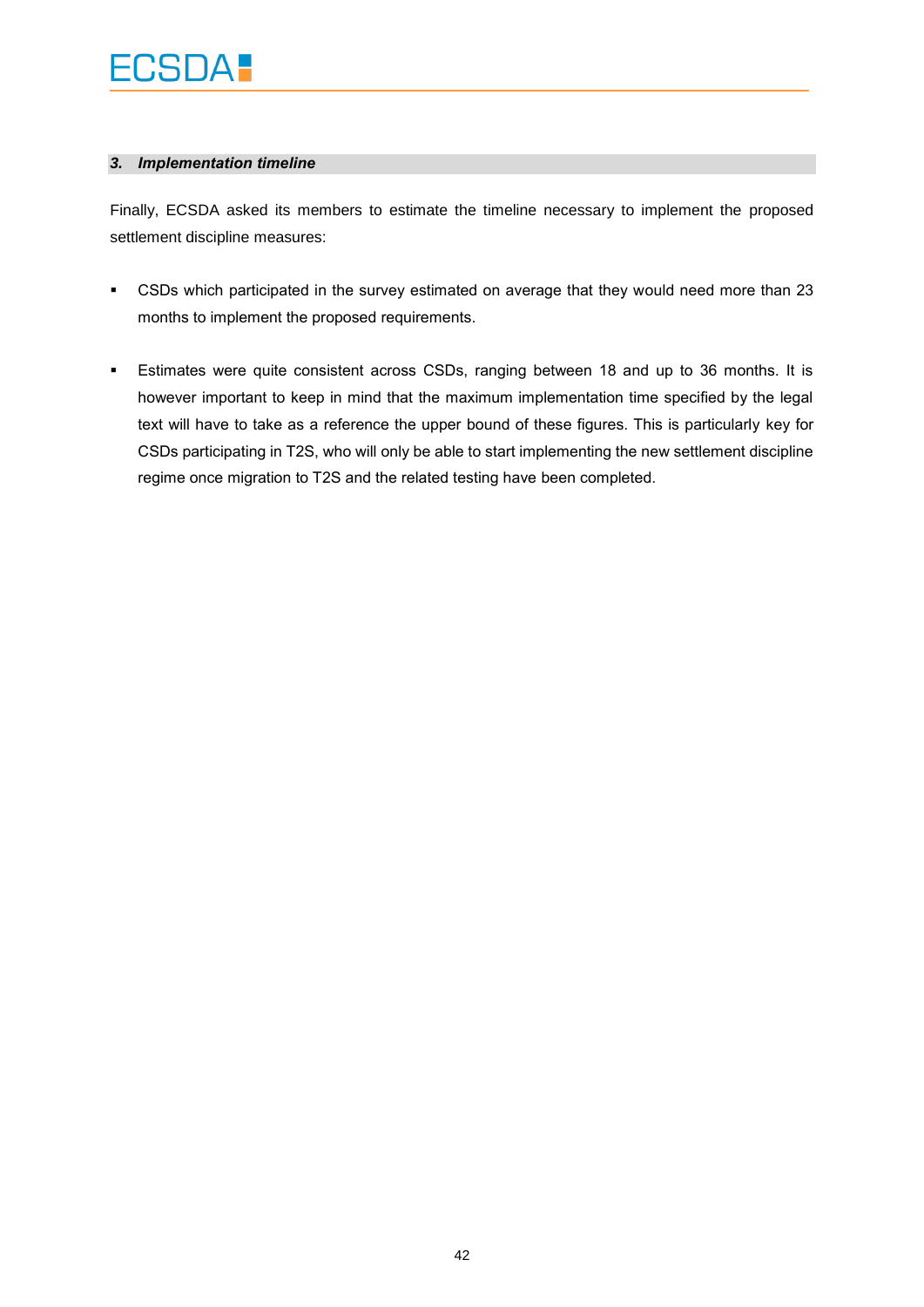### *3. Implementation timeline*

Finally, ECSDA asked its members to estimate the timeline necessary to implement the proposed settlement discipline measures:

- CSDs which participated in the survey estimated on average that they would need more than 23 months to implement the proposed requirements.

- Estimates were quite consistent across CSDs, ranging between 18 and up to 36 months. It is however important to keep in mind that the maximum implementation time specified by the legal text will have to take as a reference the upper bound of these figures. This is particularly key for CSDs participating in T2S, who will only be able to start implementing the new settlement discipline regime once migration to T2S and the related testing have been completed.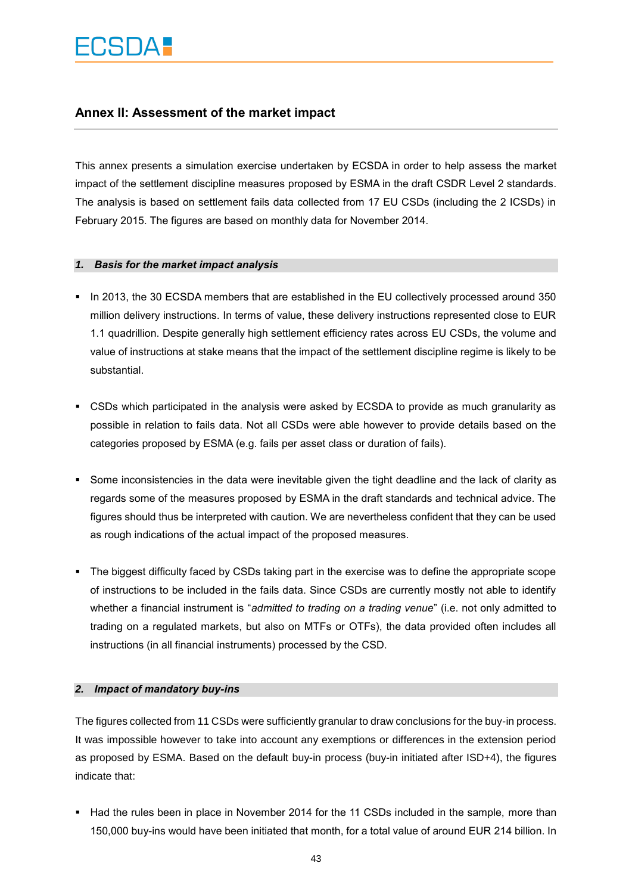## Annex II: Assessment of the market impact

This annex presents a simulation exercise undertaken by ECSDA in order to help assess the market impact of the settlement discipline measures proposed by ESMA in the draft CSDR Level 2 standards. The analysis is based on settlement fails data collected from 17 EU CSDs (including the 2 ICSDs) in February 2015. The figures are based on monthly data for November 2014.

### *1. Basis for the market impact analysis*

- In 2013, the 30 ECSDA members that are established in the EU collectively processed around 350 million delivery instructions. In terms of value, these delivery instructions represented close to EUR 1.1 quadrillion. Despite generally high settlement efficiency rates across EU CSDs, the volume and value of instructions at stake means that the impact of the settlement discipline regime is likely to be substantial.
- CSDs which participated in the analysis were asked by ECSDA to provide as much granularity as possible in relation to fails data. Not all CSDs were able however to provide details based on the categories proposed by ESMA (e.g. fails per asset class or duration of fails).
- Some inconsistencies in the data were inevitable given the tight deadline and the lack of clarity as regards some of the measures proposed by ESMA in the draft standards and technical advice. The figures should thus be interpreted with caution. We are nevertheless confident that they can be used as rough indications of the actual impact of the proposed measures.
- The biggest difficulty faced by CSDs taking part in the exercise was to define the appropriate scope of instructions to be included in the fails data. Since CSDs are currently mostly not able to identify whether a financial instrument is "*admitted to trading on a trading venue*" (i.e. not only admitted to trading on a regulated markets, but also on MTFs or OTFs), the data provided often includes all instructions (in all financial instruments) processed by the CSD.

### *2. Impact of mandatory buy-ins*

The figures collected from 11 CSDs were sufficiently granular to draw conclusions for the buy-in process. It was impossible however to take into account any exemptions or differences in the extension period as proposed by ESMA. Based on the default buy-in process (buy-in initiated after ISD+4), the figures indicate that:

- Had the rules been in place in November 2014 for the 11 CSDs included in the sample, more than 150,000 buy-ins would have been initiated that month, for a total value of around EUR 214 billion. In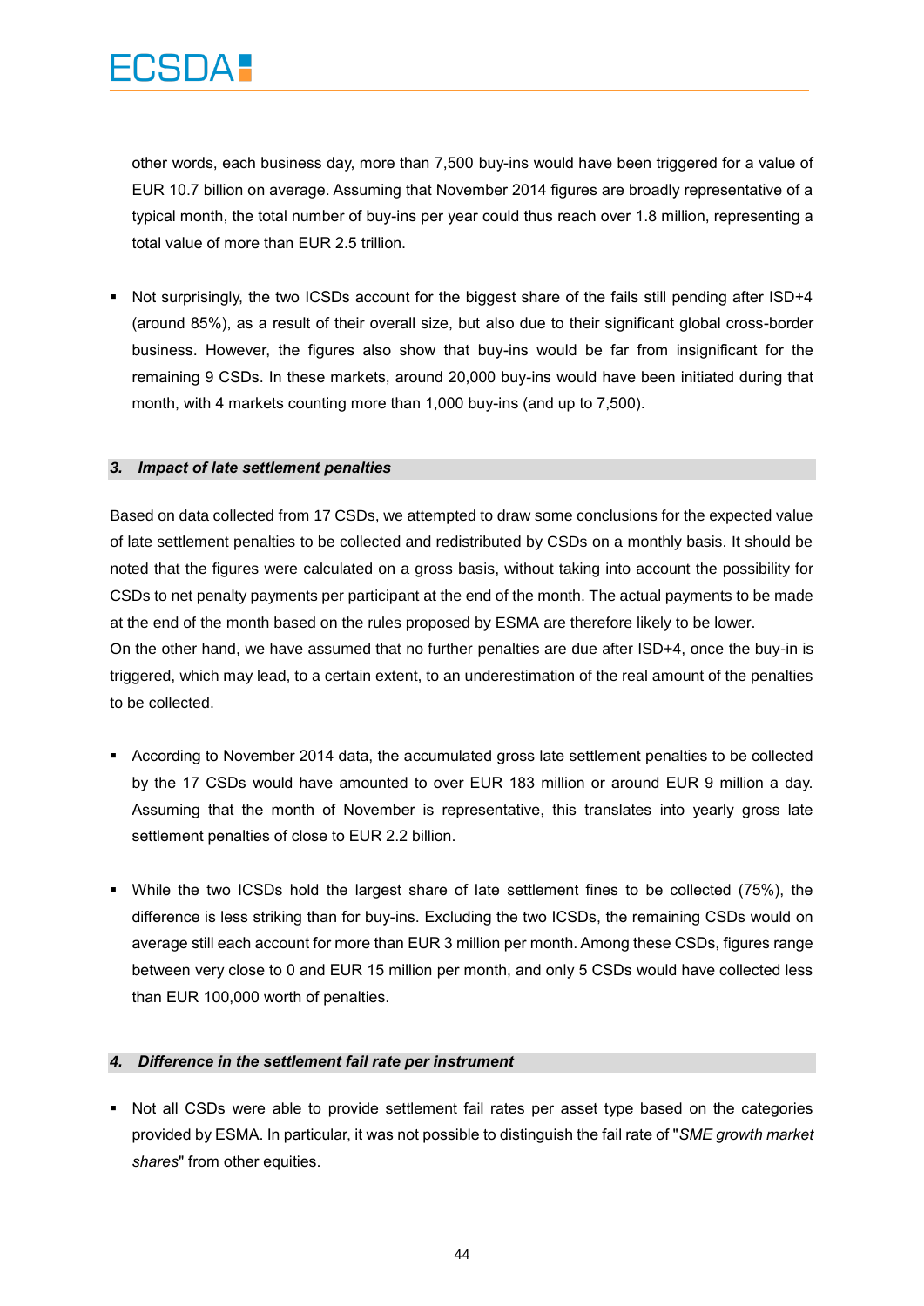other words, each business day, more than 7,500 buy-ins would have been triggered for a value of EUR 10.7 billion on average. Assuming that November 2014 figures are broadly representative of a typical month, the total number of buy-ins per year could thus reach over 1.8 million, representing a total value of more than EUR 2.5 trillion.

- Not surprisingly, the two ICSDs account for the biggest share of the fails still pending after ISD+4 (around 85%), as a result of their overall size, but also due to their significant global cross-border business. However, the figures also show that buy-ins would be far from insignificant for the remaining 9 CSDs. In these markets, around 20,000 buy-ins would have been initiated during that month, with 4 markets counting more than 1,000 buy-ins (and up to 7,500).

### *3. Impact of late settlement penalties*

Based on data collected from 17 CSDs, we attempted to draw some conclusions for the expected value of late settlement penalties to be collected and redistributed by CSDs on a monthly basis. It should be noted that the figures were calculated on a gross basis, without taking into account the possibility for CSDs to net penalty payments per participant at the end of the month. The actual payments to be made at the end of the month based on the rules proposed by ESMA are therefore likely to be lower.
On the other hand, we have assumed that no further penalties are due after ISD+4, once the buy-in is triggered, which may lead, to a certain extent, to an underestimation of the real amount of the penalties to be collected.

- According to November 2014 data, the accumulated gross late settlement penalties to be collected by the 17 CSDs would have amounted to over EUR 183 million or around EUR 9 million a day. Assuming that the month of November is representative, this translates into yearly gross late settlement penalties of close to EUR 2.2 billion.

- While the two ICSDs hold the largest share of late settlement fines to be collected (75%), the difference is less striking than for buy-ins. Excluding the two ICSDs, the remaining CSDs would on average still each account for more than EUR 3 million per month. Among these CSDs, figures range between very close to 0 and EUR 15 million per month, and only 5 CSDs would have collected less than EUR 100,000 worth of penalties.

### *4. Difference in the settlement fail rate per instrument*

- Not all CSDs were able to provide settlement fail rates per asset type based on the categories provided by ESMA. In particular, it was not possible to distinguish the fail rate of "*SME growth market shares*" from other equities.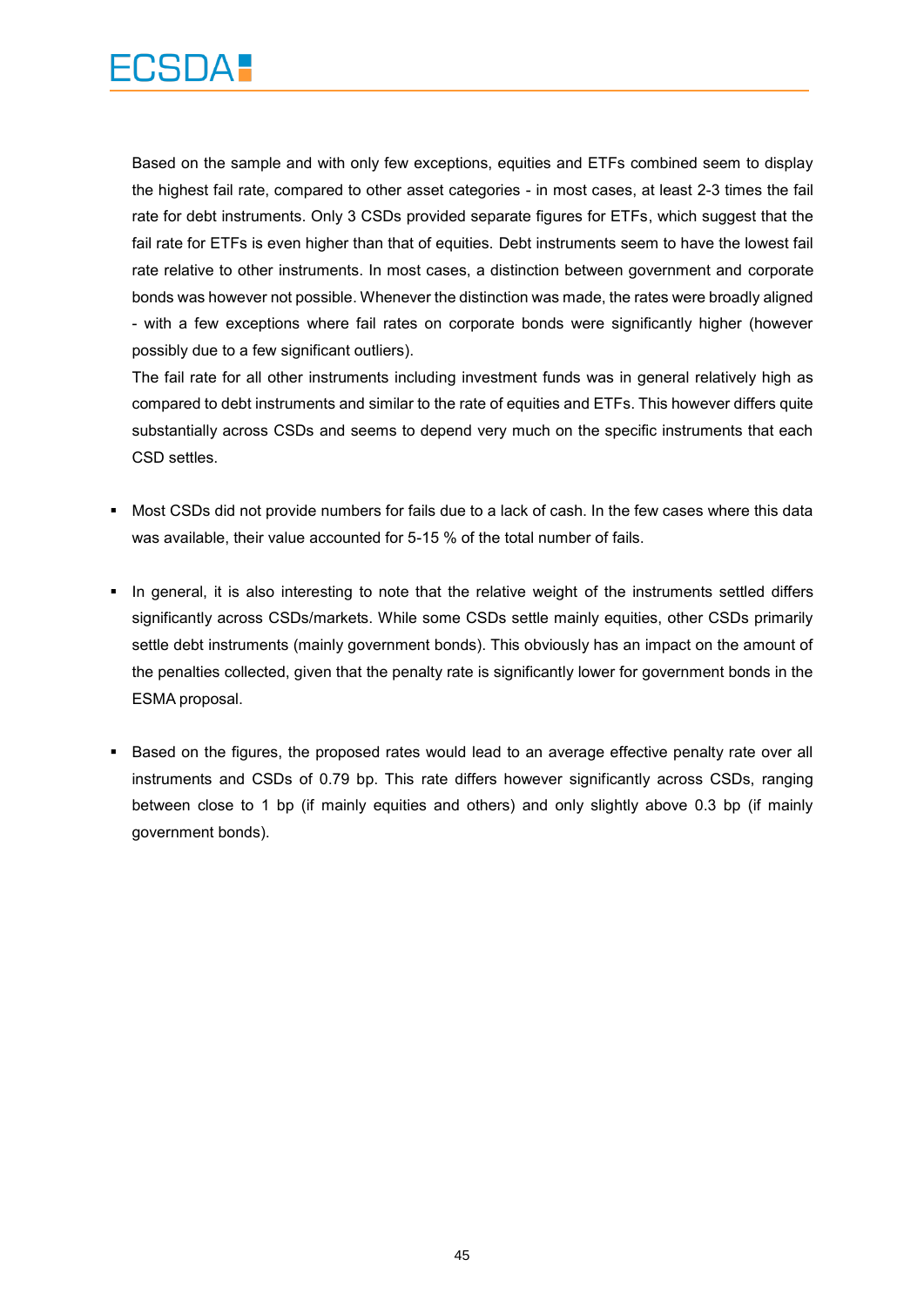Based on the sample and with only few exceptions, equities and ETFs combined seem to display the highest fail rate, compared to other asset categories - in most cases, at least 2-3 times the fail rate for debt instruments. Only 3 CSDs provided separate figures for ETFs, which suggest that the fail rate for ETFs is even higher than that of equities. Debt instruments seem to have the lowest fail rate relative to other instruments. In most cases, a distinction between government and corporate bonds was however not possible. Whenever the distinction was made, the rates were broadly aligned - with a few exceptions where fail rates on corporate bonds were significantly higher (however possibly due to a few significant outliers).

The fail rate for all other instruments including investment funds was in general relatively high as compared to debt instruments and similar to the rate of equities and ETFs. This however differs quite substantially across CSDs and seems to depend very much on the specific instruments that each CSD settles.

- Most CSDs did not provide numbers for fails due to a lack of cash. In the few cases where this data was available, their value accounted for 5-15 % of the total number of fails.

- In general, it is also interesting to note that the relative weight of the instruments settled differs significantly across CSDs/markets. While some CSDs settle mainly equities, other CSDs primarily settle debt instruments (mainly government bonds). This obviously has an impact on the amount of the penalties collected, given that the penalty rate is significantly lower for government bonds in the ESMA proposal.

- Based on the figures, the proposed rates would lead to an average effective penalty rate over all instruments and CSDs of 0.79 bp. This rate differs however significantly across CSDs, ranging between close to 1 bp (if mainly equities and others) and only slightly above 0.3 bp (if mainly government bonds).